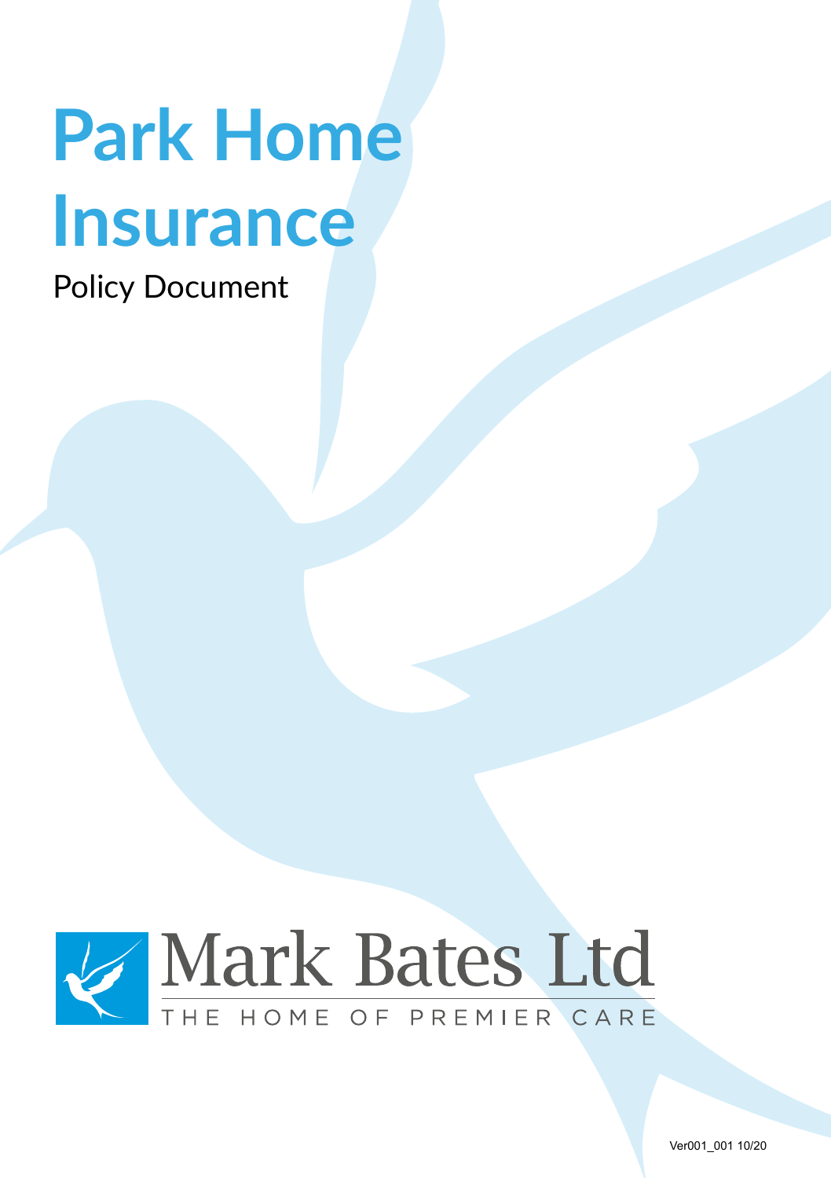# Park Home Insurance

Policy Document

Mark Bates Ltd

THE HOME OF PREMIER CARE

Ver001_001 10/20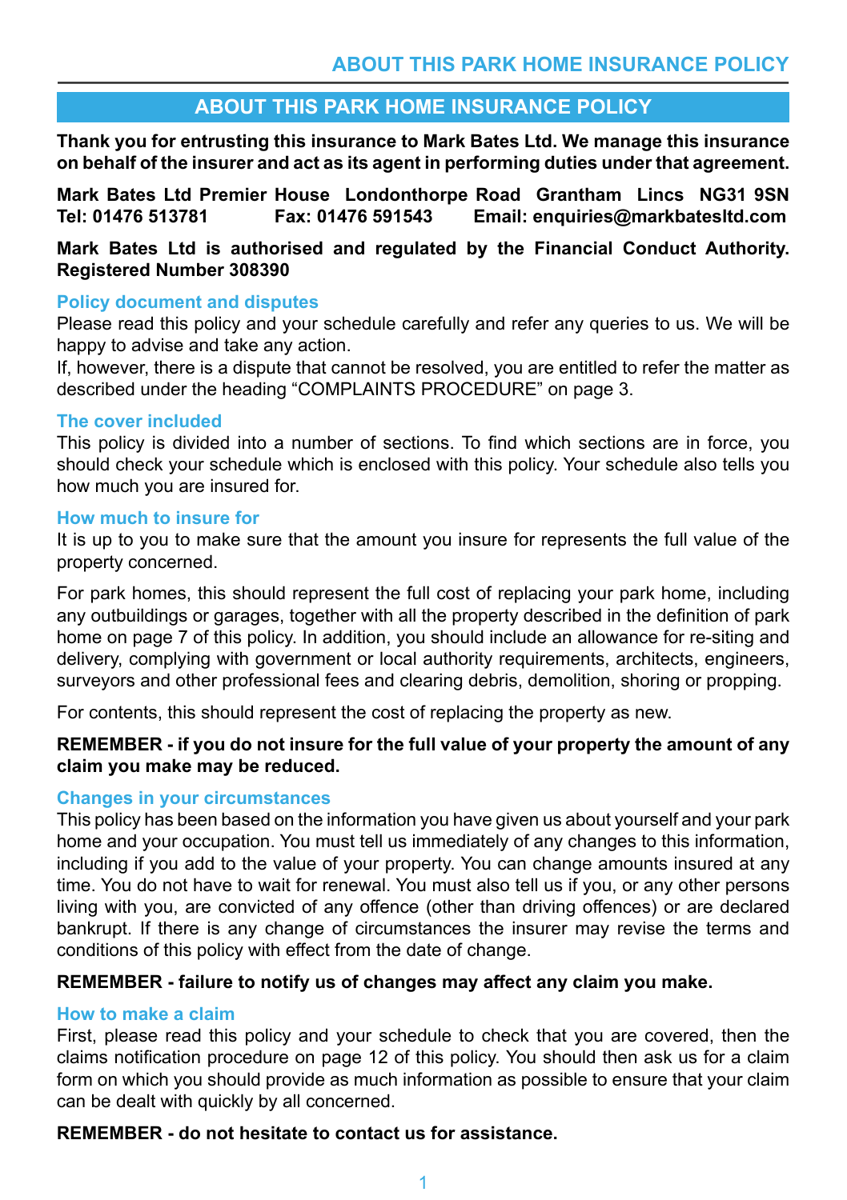# ABOUT THIS PARK HOME INSURANCE POLICY

**Thank you for entrusting this insurance to Mark Bates Ltd. We manage this insurance on behalf of the insurer and act as its agent in performing duties under that agreement.**

**Mark Bates Ltd Premier House Londonthorpe Road Grantham Lincs NG31 9SN**
**Tel: 01476 513781 Fax: 01476 591543 Email: enquiries@markbatesltd.com**

**Mark Bates Ltd is authorised and regulated by the Financial Conduct Authority. Registered Number 308390**

## Policy document and disputes

Please read this policy and your schedule carefully and refer any queries to us. We will be happy to advise and take any action.
If, however, there is a dispute that cannot be resolved, you are entitled to refer the matter as described under the heading "COMPLAINTS PROCEDURE" on page 3.

## The cover included

This policy is divided into a number of sections. To find which sections are in force, you should check your schedule which is enclosed with this policy. Your schedule also tells you how much you are insured for.

## How much to insure for

It is up to you to make sure that the amount you insure for represents the full value of the property concerned.

For park homes, this should represent the full cost of replacing your park home, including any outbuildings or garages, together with all the property described in the definition of park home on page 7 of this policy. In addition, you should include an allowance for re-siting and delivery, complying with government or local authority requirements, architects, engineers, surveyors and other professional fees and clearing debris, demolition, shoring or propping.

For contents, this should represent the cost of replacing the property as new.

**REMEMBER - if you do not insure for the full value of your property the amount of any claim you make may be reduced.**

## Changes in your circumstances

This policy has been based on the information you have given us about yourself and your park home and your occupation. You must tell us immediately of any changes to this information, including if you add to the value of your property. You can change amounts insured at any time. You do not have to wait for renewal. You must also tell us if you, or any other persons living with you, are convicted of any offence (other than driving offences) or are declared bankrupt. If there is any change of circumstances the insurer may revise the terms and conditions of this policy with effect from the date of change.

**REMEMBER - failure to notify us of changes may affect any claim you make.**

## How to make a claim

First, please read this policy and your schedule to check that you are covered, then the claims notification procedure on page 12 of this policy. You should then ask us for a claim form on which you should provide as much information as possible to ensure that your claim can be dealt with quickly by all concerned.

**REMEMBER - do not hesitate to contact us for assistance.**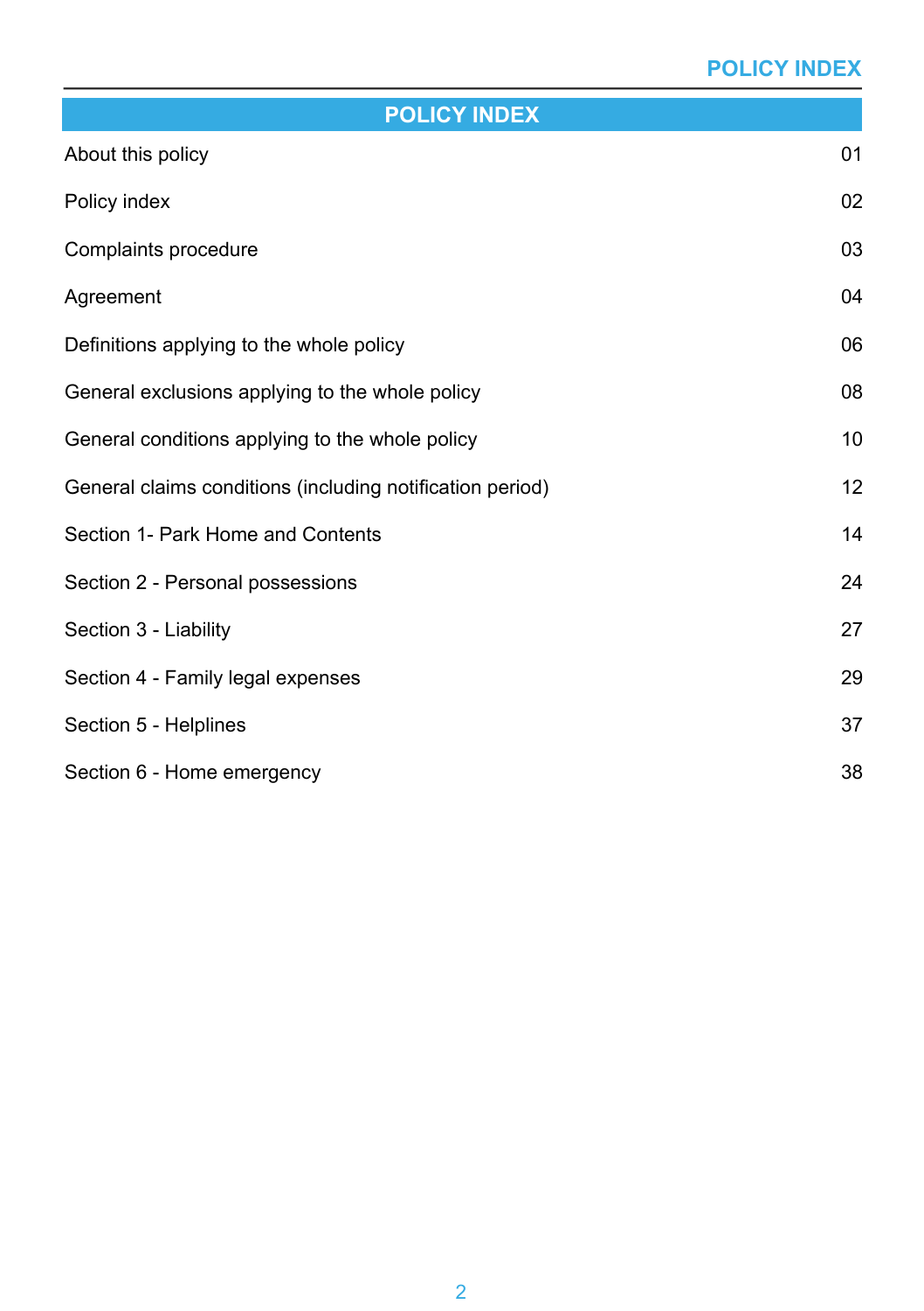# POLICY INDEX

| | |
|---|---|
| About this policy | 01 |
| Policy index | 02 |
| Complaints procedure | 03 |
| Agreement | 04 |
| Definitions applying to the whole policy | 06 |
| General exclusions applying to the whole policy | 08 |
| General conditions applying to the whole policy | 10 |
| General claims conditions (including notification period) | 12 |
| Section 1- Park Home and Contents | 14 |
| Section 2 - Personal possessions | 24 |
| Section 3 - Liability | 27 |
| Section 4 - Family legal expenses | 29 |
| Section 5 - Helplines | 37 |
| Section 6 - Home emergency | 38 |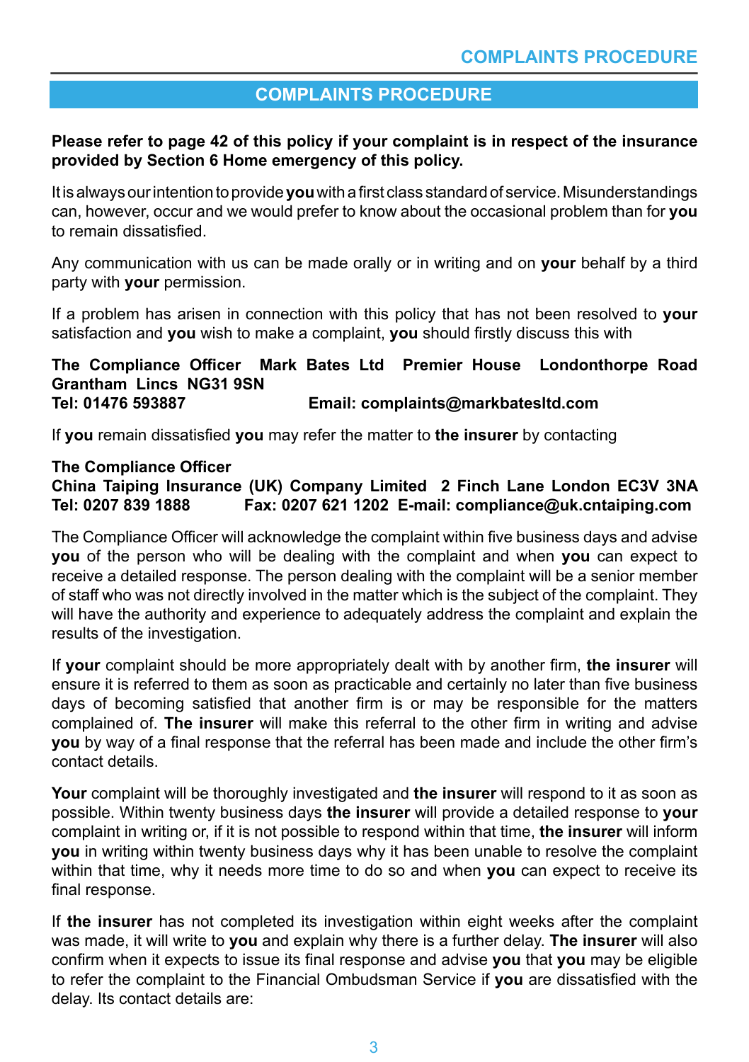## COMPLAINTS PROCEDURE

**Please refer to page 42 of this policy if your complaint is in respect of the insurance provided by Section 6 Home emergency of this policy.**

It is always our intention to provide **you** with a first class standard of service. Misunderstandings can, however, occur and we would prefer to know about the occasional problem than for **you** to remain dissatisfied.

Any communication with us can be made orally or in writing and on **your** behalf by a third party with **your** permission.

If a problem has arisen in connection with this policy that has not been resolved to **your** satisfaction and **you** wish to make a complaint, **you** should firstly discuss this with

**The Compliance Officer Mark Bates Ltd Premier House Londonthorpe Road Grantham Lincs NG31 9SN**
**Tel: 01476 593887 Email: complaints@markbatesltd.com**

If **you** remain dissatisfied **you** may refer the matter to **the insurer** by contacting

**The Compliance Officer**
**China Taiping Insurance (UK) Company Limited 2 Finch Lane London EC3V 3NA**
**Tel: 0207 839 1888 Fax: 0207 621 1202 E-mail: compliance@uk.cntaiping.com**

The Compliance Officer will acknowledge the complaint within five business days and advise **you** of the person who will be dealing with the complaint and when **you** can expect to receive a detailed response. The person dealing with the complaint will be a senior member of staff who was not directly involved in the matter which is the subject of the complaint. They will have the authority and experience to adequately address the complaint and explain the results of the investigation.

If **your** complaint should be more appropriately dealt with by another firm, **the insurer** will ensure it is referred to them as soon as practicable and certainly no later than five business days of becoming satisfied that another firm is or may be responsible for the matters complained of. **The insurer** will make this referral to the other firm in writing and advise **you** by way of a final response that the referral has been made and include the other firm's contact details.

**Your** complaint will be thoroughly investigated and **the insurer** will respond to it as soon as possible. Within twenty business days **the insurer** will provide a detailed response to **your** complaint in writing or, if it is not possible to respond within that time, **the insurer** will inform **you** in writing within twenty business days why it has been unable to resolve the complaint within that time, why it needs more time to do so and when **you** can expect to receive its final response.

If **the insurer** has not completed its investigation within eight weeks after the complaint was made, it will write to **you** and explain why there is a further delay. **The insurer** will also confirm when it expects to issue its final response and advise **you** that **you** may be eligible to refer the complaint to the Financial Ombudsman Service if **you** are dissatisfied with the delay. Its contact details are: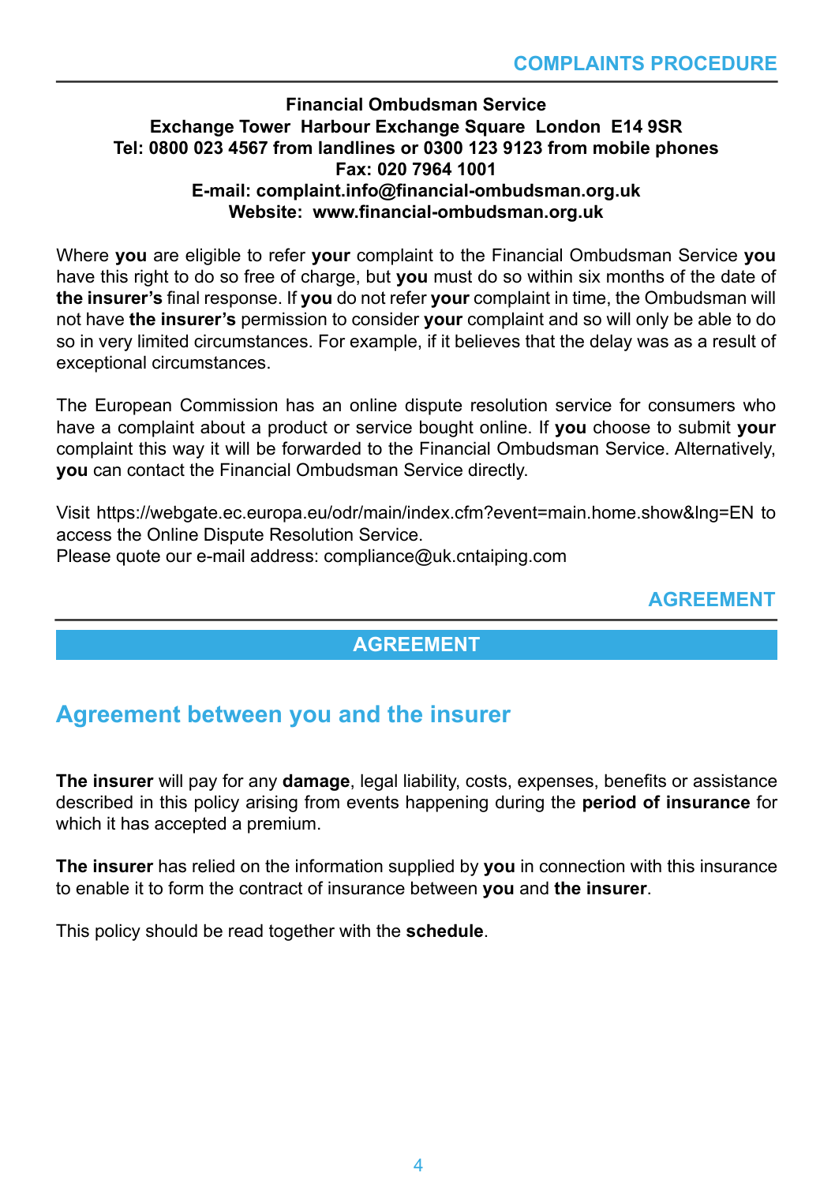**Financial Ombudsman Service**
**Exchange Tower Harbour Exchange Square London E14 9SR**
**Tel: 0800 023 4567 from landlines or 0300 123 9123 from mobile phones**
**Fax: 020 7964 1001**
**E-mail: complaint.info@financial-ombudsman.org.uk**
**Website: www.financial-ombudsman.org.uk**

Where **you** are eligible to refer **your** complaint to the Financial Ombudsman Service **you** have this right to do so free of charge, but **you** must do so within six months of the date of **the insurer's** final response. If **you** do not refer **your** complaint in time, the Ombudsman will not have **the insurer's** permission to consider **your** complaint and so will only be able to do so in very limited circumstances. For example, if it believes that the delay was as a result of exceptional circumstances.

The European Commission has an online dispute resolution service for consumers who have a complaint about a product or service bought online. If **you** choose to submit **your** complaint this way it will be forwarded to the Financial Ombudsman Service. Alternatively, **you** can contact the Financial Ombudsman Service directly.

Visit https://webgate.ec.europa.eu/odr/main/index.cfm?event=main.home.show&lng=EN to access the Online Dispute Resolution Service.
Please quote our e-mail address: compliance@uk.cntaiping.com

# AGREEMENT

## Agreement between you and the insurer

**The insurer** will pay for any **damage**, legal liability, costs, expenses, benefits or assistance described in this policy arising from events happening during the **period of insurance** for which it has accepted a premium.

**The insurer** has relied on the information supplied by **you** in connection with this insurance to enable it to form the contract of insurance between **you** and **the insurer**.

This policy should be read together with the **schedule**.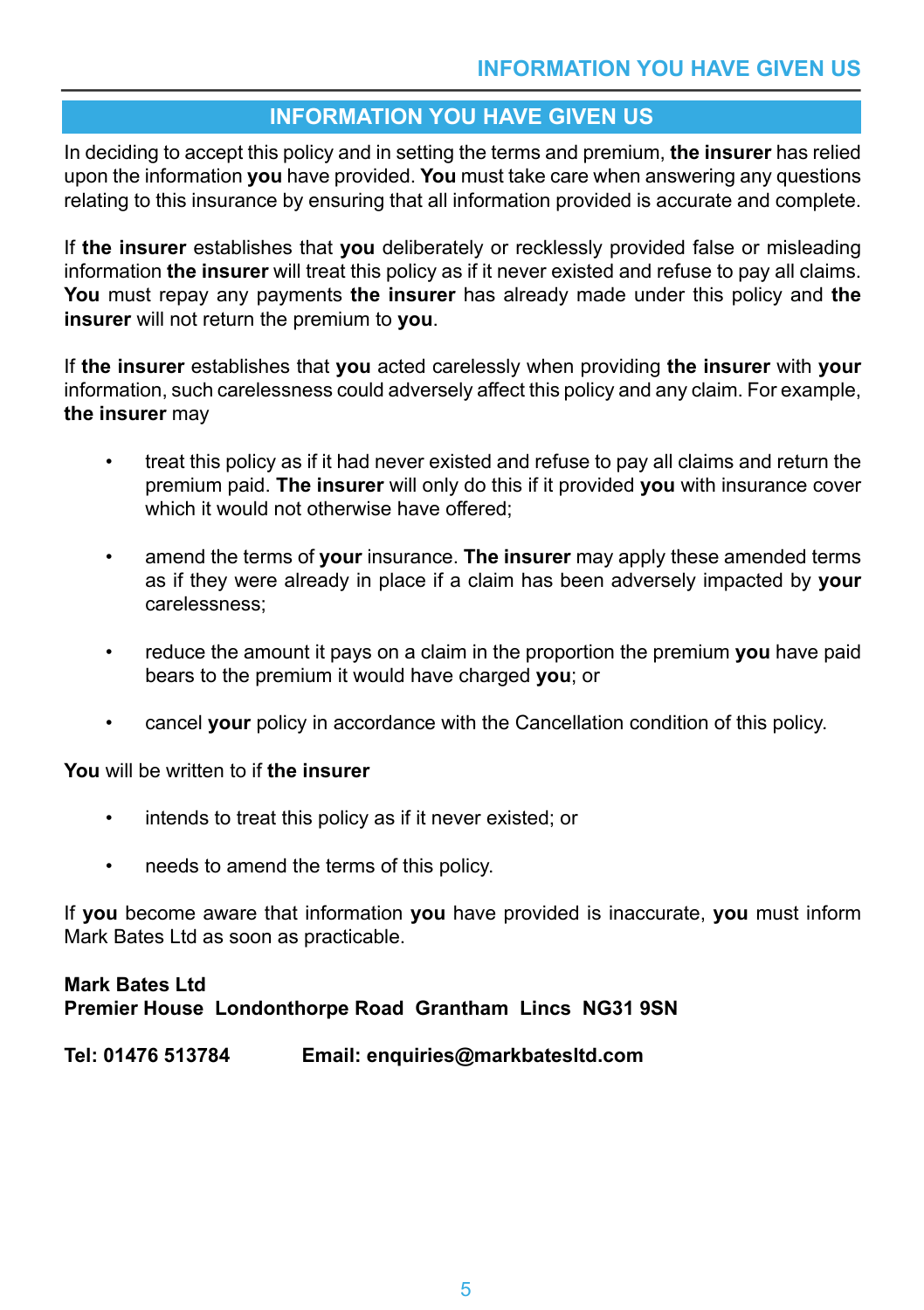## INFORMATION YOU HAVE GIVEN US

In deciding to accept this policy and in setting the terms and premium, **the insurer** has relied upon the information **you** have provided. **You** must take care when answering any questions relating to this insurance by ensuring that all information provided is accurate and complete.

If **the insurer** establishes that **you** deliberately or recklessly provided false or misleading information **the insurer** will treat this policy as if it never existed and refuse to pay all claims. **You** must repay any payments **the insurer** has already made under this policy and **the insurer** will not return the premium to **you**.

If **the insurer** establishes that **you** acted carelessly when providing **the insurer** with **your** information, such carelessness could adversely affect this policy and any claim. For example, **the insurer** may

- treat this policy as if it had never existed and refuse to pay all claims and return the premium paid. **The insurer** will only do this if it provided **you** with insurance cover which it would not otherwise have offered;
- amend the terms of **your** insurance. **The insurer** may apply these amended terms as if they were already in place if a claim has been adversely impacted by **your** carelessness;
- reduce the amount it pays on a claim in the proportion the premium **you** have paid bears to the premium it would have charged **you**; or
- cancel **your** policy in accordance with the Cancellation condition of this policy.

**You** will be written to if **the insurer**

- intends to treat this policy as if it never existed; or
- needs to amend the terms of this policy.

If **you** become aware that information **you** have provided is inaccurate, **you** must inform Mark Bates Ltd as soon as practicable.

**Mark Bates Ltd**
**Premier House Londonthorpe Road Grantham Lincs NG31 9SN**

**Tel: 01476 513784** **Email: enquiries@markbatesltd.com**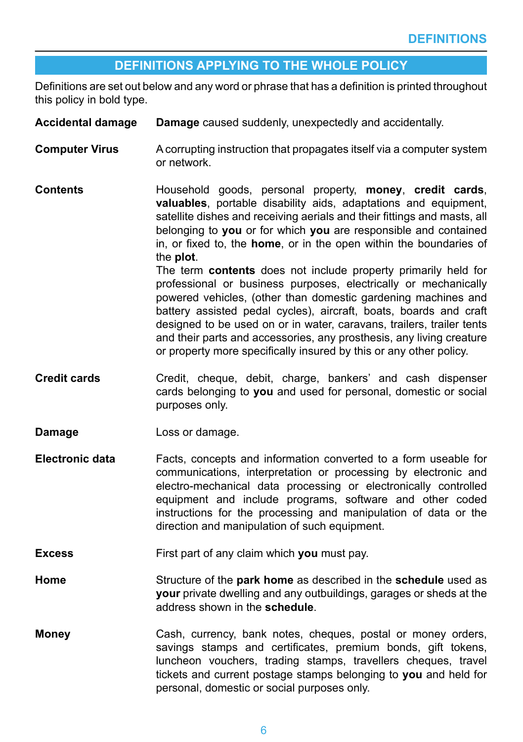## DEFINITIONS APPLYING TO THE WHOLE POLICY

Definitions are set out below and any word or phrase that has a definition is printed throughout this policy in bold type.

**Accidental damage** — **Damage** caused suddenly, unexpectedly and accidentally.

**Computer Virus** — A corrupting instruction that propagates itself via a computer system or network.

**Contents** — Household goods, personal property, **money**, **credit cards**, **valuables**, portable disability aids, adaptations and equipment, satellite dishes and receiving aerials and their fittings and masts, all belonging to **you** or for which **you** are responsible and contained in, or fixed to, the **home**, or in the open within the boundaries of the **plot**.
The term **contents** does not include property primarily held for professional or business purposes, electrically or mechanically powered vehicles, (other than domestic gardening machines and battery assisted pedal cycles), aircraft, boats, boards and craft designed to be used on or in water, caravans, trailers, trailer tents and their parts and accessories, any prosthesis, any living creature or property more specifically insured by this or any other policy.

**Credit cards** — Credit, cheque, debit, charge, bankers' and cash dispenser cards belonging to **you** and used for personal, domestic or social purposes only.

**Damage** — Loss or damage.

**Electronic data** — Facts, concepts and information converted to a form useable for communications, interpretation or processing by electronic and electro-mechanical data processing or electronically controlled equipment and include programs, software and other coded instructions for the processing and manipulation of data or the direction and manipulation of such equipment.

**Excess** — First part of any claim which **you** must pay.

**Home** — Structure of the **park home** as described in the **schedule** used as **your** private dwelling and any outbuildings, garages or sheds at the address shown in the **schedule**.

**Money** — Cash, currency, bank notes, cheques, postal or money orders, savings stamps and certificates, premium bonds, gift tokens, luncheon vouchers, trading stamps, travellers cheques, travel tickets and current postage stamps belonging to **you** and held for personal, domestic or social purposes only.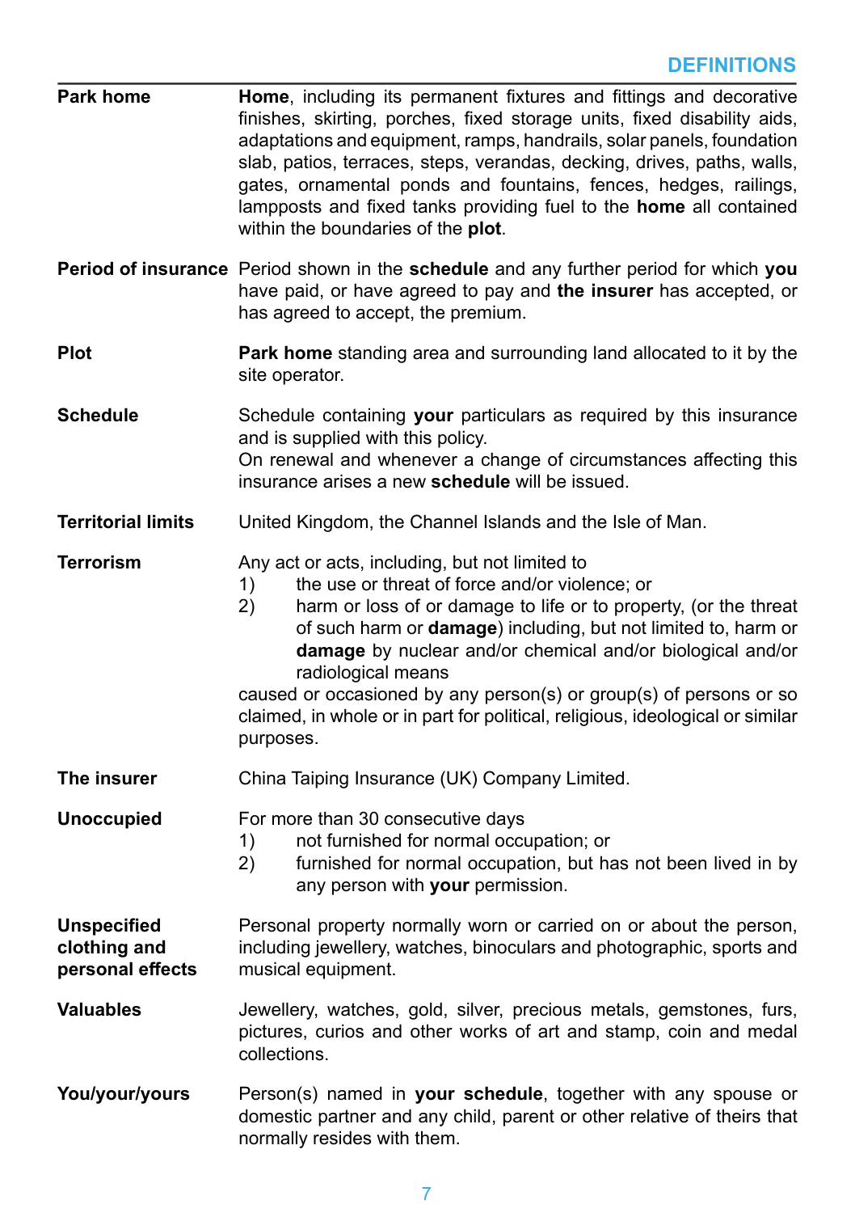## DEFINITIONS

| | |
|---|---|
| **Park home** | **Home**, including its permanent fixtures and fittings and decorative finishes, skirting, porches, fixed storage units, fixed disability aids, adaptations and equipment, ramps, handrails, solar panels, foundation slab, patios, terraces, steps, verandas, decking, drives, paths, walls, gates, ornamental ponds and fountains, fences, hedges, railings, lampposts and fixed tanks providing fuel to the **home** all contained within the boundaries of the **plot**. |
| **Period of insurance** | Period shown in the **schedule** and any further period for which **you** have paid, or have agreed to pay and **the insurer** has accepted, or has agreed to accept, the premium. |
| **Plot** | **Park home** standing area and surrounding land allocated to it by the site operator. |
| **Schedule** | Schedule containing **your** particulars as required by this insurance and is supplied with this policy.<br>On renewal and whenever a change of circumstances affecting this insurance arises a new **schedule** will be issued. |
| **Territorial limits** | United Kingdom, the Channel Islands and the Isle of Man. |
| **Terrorism** | Any act or acts, including, but not limited to<br>1) the use or threat of force and/or violence; or<br>2) harm or loss of or damage to life or to property, (or the threat of such harm or **damage**) including, but not limited to, harm or **damage** by nuclear and/or chemical and/or biological and/or radiological means<br>caused or occasioned by any person(s) or group(s) of persons or so claimed, in whole or in part for political, religious, ideological or similar purposes. |
| **The insurer** | China Taiping Insurance (UK) Company Limited. |
| **Unoccupied** | For more than 30 consecutive days<br>1) not furnished for normal occupation; or<br>2) furnished for normal occupation, but has not been lived in by any person with **your** permission. |
| **Unspecified clothing and personal effects** | Personal property normally worn or carried on or about the person, including jewellery, watches, binoculars and photographic, sports and musical equipment. |
| **Valuables** | Jewellery, watches, gold, silver, precious metals, gemstones, furs, pictures, curios and other works of art and stamp, coin and medal collections. |
| **You/your/yours** | Person(s) named in **your schedule**, together with any spouse or domestic partner and any child, parent or other relative of theirs that normally resides with them. |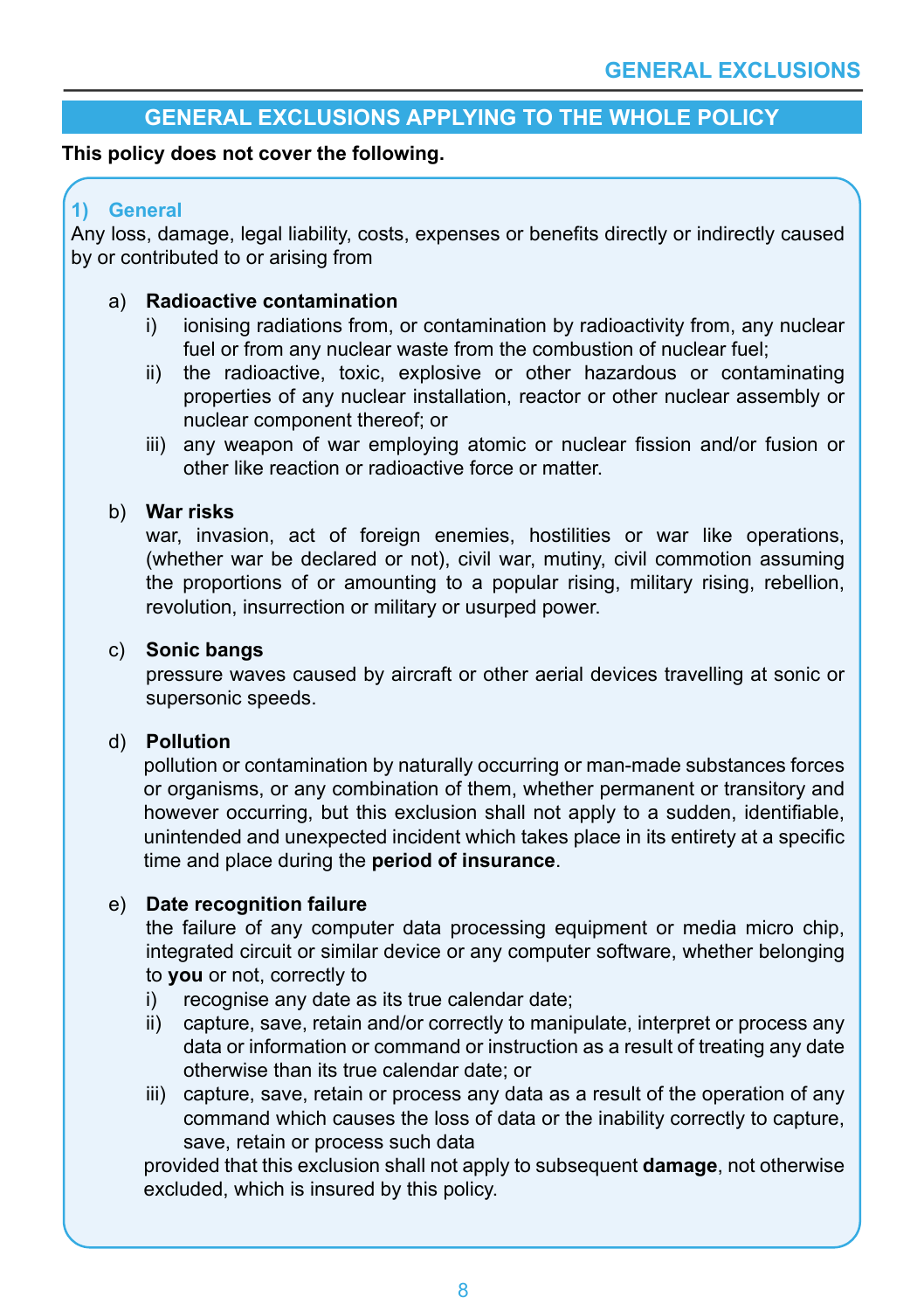## GENERAL EXCLUSIONS APPLYING TO THE WHOLE POLICY

**This policy does not cover the following.**

### 1) General

Any loss, damage, legal liability, costs, expenses or benefits directly or indirectly caused by or contributed to or arising from

a) **Radioactive contamination**

   i) ionising radiations from, or contamination by radioactivity from, any nuclear fuel or from any nuclear waste from the combustion of nuclear fuel;

   ii) the radioactive, toxic, explosive or other hazardous or contaminating properties of any nuclear installation, reactor or other nuclear assembly or nuclear component thereof; or

   iii) any weapon of war employing atomic or nuclear fission and/or fusion or other like reaction or radioactive force or matter.

b) **War risks**

   war, invasion, act of foreign enemies, hostilities or war like operations, (whether war be declared or not), civil war, mutiny, civil commotion assuming the proportions of or amounting to a popular rising, military rising, rebellion, revolution, insurrection or military or usurped power.

c) **Sonic bangs**

   pressure waves caused by aircraft or other aerial devices travelling at sonic or supersonic speeds.

d) **Pollution**

   pollution or contamination by naturally occurring or man-made substances forces or organisms, or any combination of them, whether permanent or transitory and however occurring, but this exclusion shall not apply to a sudden, identifiable, unintended and unexpected incident which takes place in its entirety at a specific time and place during the **period of insurance**.

e) **Date recognition failure**

   the failure of any computer data processing equipment or media micro chip, integrated circuit or similar device or any computer software, whether belonging to **you** or not, correctly to

   i) recognise any date as its true calendar date;

   ii) capture, save, retain and/or correctly to manipulate, interpret or process any data or information or command or instruction as a result of treating any date otherwise than its true calendar date; or

   iii) capture, save, retain or process any data as a result of the operation of any command which causes the loss of data or the inability correctly to capture, save, retain or process such data

   provided that this exclusion shall not apply to subsequent **damage**, not otherwise excluded, which is insured by this policy.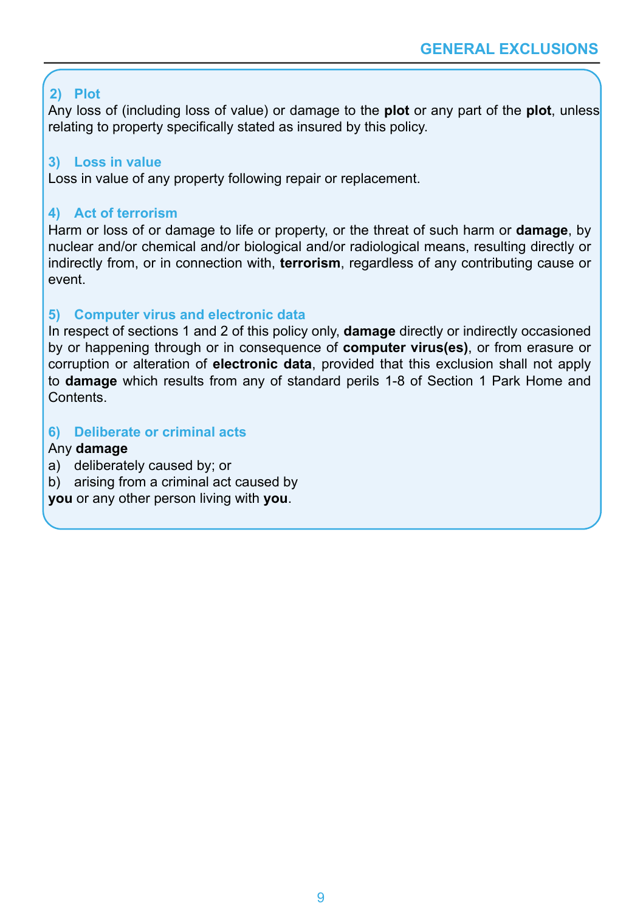### 2) Plot

Any loss of (including loss of value) or damage to the **plot** or any part of the **plot**, unless relating to property specifically stated as insured by this policy.

### 3) Loss in value

Loss in value of any property following repair or replacement.

### 4) Act of terrorism

Harm or loss of or damage to life or property, or the threat of such harm or **damage**, by nuclear and/or chemical and/or biological and/or radiological means, resulting directly or indirectly from, or in connection with, **terrorism**, regardless of any contributing cause or event.

### 5) Computer virus and electronic data

In respect of sections 1 and 2 of this policy only, **damage** directly or indirectly occasioned by or happening through or in consequence of **computer virus(es)**, or from erasure or corruption or alteration of **electronic data**, provided that this exclusion shall not apply to **damage** which results from any of standard perils 1-8 of Section 1 Park Home and Contents.

### 6) Deliberate or criminal acts

Any **damage**

a) deliberately caused by; or
b) arising from a criminal act caused by

**you** or any other person living with **you**.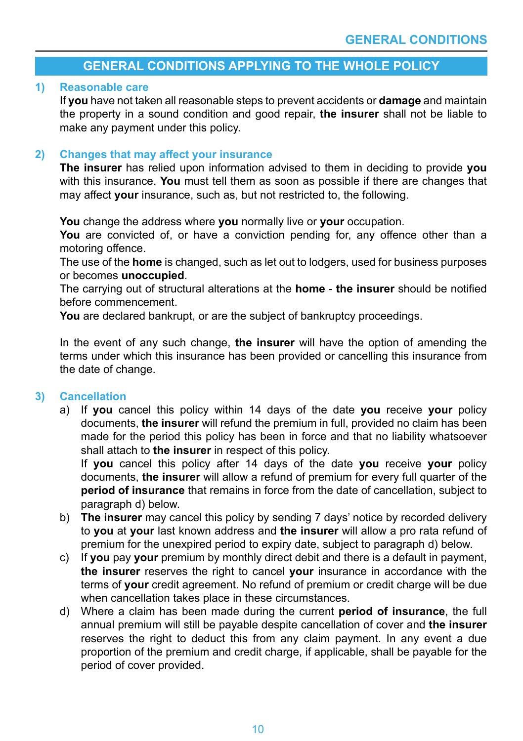## GENERAL CONDITIONS APPLYING TO THE WHOLE POLICY

### 1) Reasonable care

If **you** have not taken all reasonable steps to prevent accidents or **damage** and maintain the property in a sound condition and good repair, **the insurer** shall not be liable to make any payment under this policy.

### 2) Changes that may affect your insurance

**The insurer** has relied upon information advised to them in deciding to provide **you** with this insurance. **You** must tell them as soon as possible if there are changes that may affect **your** insurance, such as, but not restricted to, the following.

**You** change the address where **you** normally live or **your** occupation.
**You** are convicted of, or have a conviction pending for, any offence other than a motoring offence.
The use of the **home** is changed, such as let out to lodgers, used for business purposes or becomes **unoccupied**.
The carrying out of structural alterations at the **home** - **the insurer** should be notified before commencement.
**You** are declared bankrupt, or are the subject of bankruptcy proceedings.

In the event of any such change, **the insurer** will have the option of amending the terms under which this insurance has been provided or cancelling this insurance from the date of change.

### 3) Cancellation

a) If **you** cancel this policy within 14 days of the date **you** receive **your** policy documents, **the insurer** will refund the premium in full, provided no claim has been made for the period this policy has been in force and that no liability whatsoever shall attach to **the insurer** in respect of this policy.
If **you** cancel this policy after 14 days of the date **you** receive **your** policy documents, **the insurer** will allow a refund of premium for every full quarter of the **period of insurance** that remains in force from the date of cancellation, subject to paragraph d) below.

b) **The insurer** may cancel this policy by sending 7 days' notice by recorded delivery to **you** at **your** last known address and **the insurer** will allow a pro rata refund of premium for the unexpired period to expiry date, subject to paragraph d) below.

c) If **you** pay **your** premium by monthly direct debit and there is a default in payment, **the insurer** reserves the right to cancel **your** insurance in accordance with the terms of **your** credit agreement. No refund of premium or credit charge will be due when cancellation takes place in these circumstances.

d) Where a claim has been made during the current **period of insurance**, the full annual premium will still be payable despite cancellation of cover and **the insurer** reserves the right to deduct this from any claim payment. In any event a due proportion of the premium and credit charge, if applicable, shall be payable for the period of cover provided.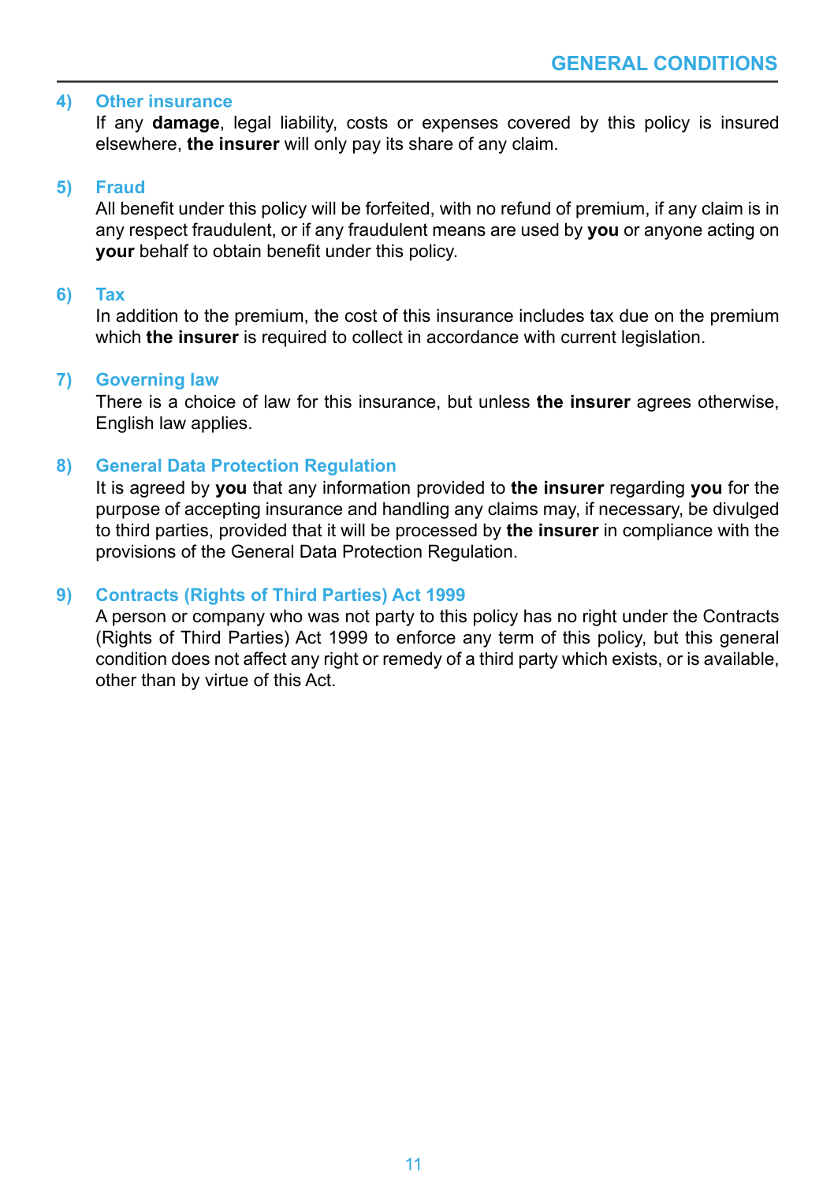#### 4) Other insurance

If any **damage**, legal liability, costs or expenses covered by this policy is insured elsewhere, **the insurer** will only pay its share of any claim.

#### 5) Fraud

All benefit under this policy will be forfeited, with no refund of premium, if any claim is in any respect fraudulent, or if any fraudulent means are used by **you** or anyone acting on **your** behalf to obtain benefit under this policy.

#### 6) Tax

In addition to the premium, the cost of this insurance includes tax due on the premium which **the insurer** is required to collect in accordance with current legislation.

#### 7) Governing law

There is a choice of law for this insurance, but unless **the insurer** agrees otherwise, English law applies.

#### 8) General Data Protection Regulation

It is agreed by **you** that any information provided to **the insurer** regarding **you** for the purpose of accepting insurance and handling any claims may, if necessary, be divulged to third parties, provided that it will be processed by **the insurer** in compliance with the provisions of the General Data Protection Regulation.

#### 9) Contracts (Rights of Third Parties) Act 1999

A person or company who was not party to this policy has no right under the Contracts (Rights of Third Parties) Act 1999 to enforce any term of this policy, but this general condition does not affect any right or remedy of a third party which exists, or is available, other than by virtue of this Act.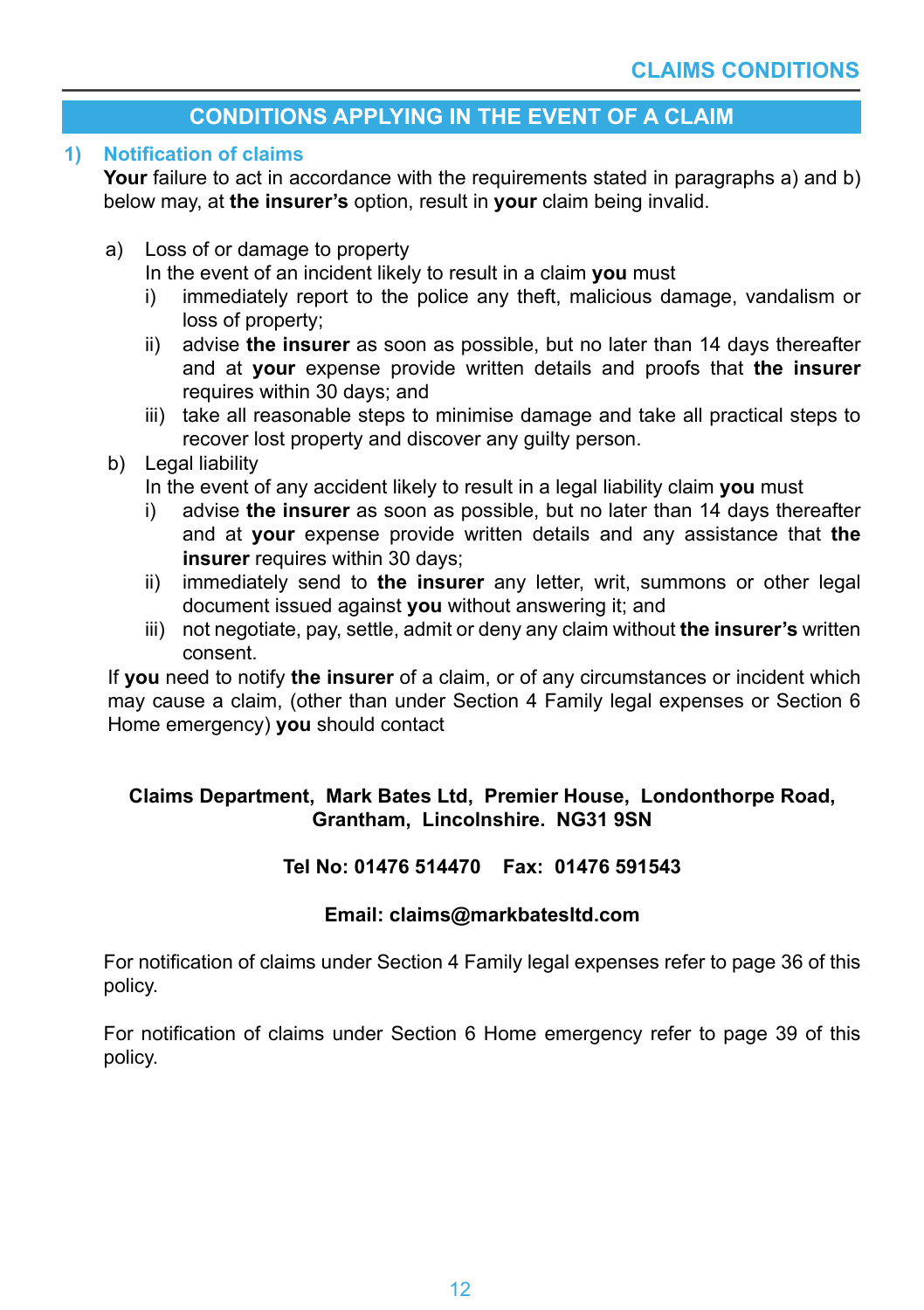## CONDITIONS APPLYING IN THE EVENT OF A CLAIM

### 1) Notification of claims

**Your** failure to act in accordance with the requirements stated in paragraphs a) and b) below may, at **the insurer's** option, result in **your** claim being invalid.

a) Loss of or damage to property

In the event of an incident likely to result in a claim **you** must

i) immediately report to the police any theft, malicious damage, vandalism or loss of property;

ii) advise **the insurer** as soon as possible, but no later than 14 days thereafter and at **your** expense provide written details and proofs that **the insurer** requires within 30 days; and

iii) take all reasonable steps to minimise damage and take all practical steps to recover lost property and discover any guilty person.

b) Legal liability

In the event of any accident likely to result in a legal liability claim **you** must

i) advise **the insurer** as soon as possible, but no later than 14 days thereafter and at **your** expense provide written details and any assistance that **the insurer** requires within 30 days;

ii) immediately send to **the insurer** any letter, writ, summons or other legal document issued against **you** without answering it; and

iii) not negotiate, pay, settle, admit or deny any claim without **the insurer's** written consent.

If **you** need to notify **the insurer** of a claim, or of any circumstances or incident which may cause a claim, (other than under Section 4 Family legal expenses or Section 6 Home emergency) **you** should contact

**Claims Department, Mark Bates Ltd, Premier House, Londonthorpe Road, Grantham, Lincolnshire. NG31 9SN**

**Tel No: 01476 514470 Fax: 01476 591543**

**Email: claims@markbatesltd.com**

For notification of claims under Section 4 Family legal expenses refer to page 36 of this policy.

For notification of claims under Section 6 Home emergency refer to page 39 of this policy.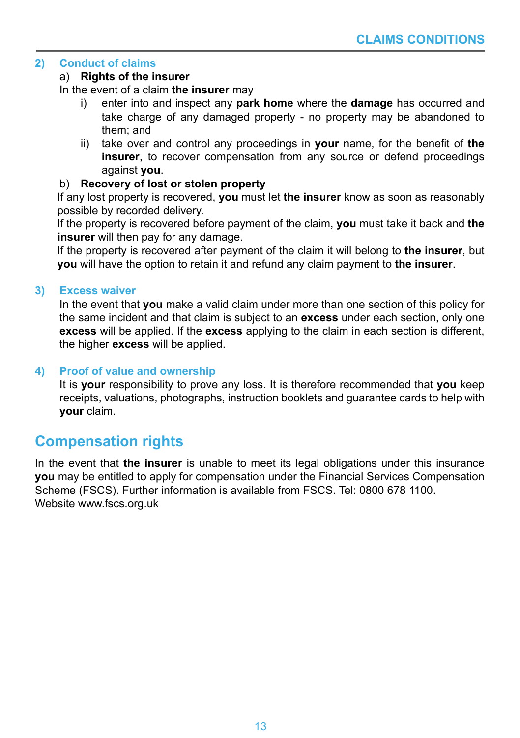## 2) Conduct of claims

a) **Rights of the insurer**

In the event of a claim **the insurer** may

i) enter into and inspect any **park home** where the **damage** has occurred and take charge of any damaged property - no property may be abandoned to them; and

ii) take over and control any proceedings in **your** name, for the benefit of **the insurer**, to recover compensation from any source or defend proceedings against **you**.

b) **Recovery of lost or stolen property**

If any lost property is recovered, **you** must let **the insurer** know as soon as reasonably possible by recorded delivery.

If the property is recovered before payment of the claim, **you** must take it back and **the insurer** will then pay for any damage.

If the property is recovered after payment of the claim it will belong to **the insurer**, but **you** will have the option to retain it and refund any claim payment to **the insurer**.

## 3) Excess waiver

In the event that **you** make a valid claim under more than one section of this policy for the same incident and that claim is subject to an **excess** under each section, only one **excess** will be applied. If the **excess** applying to the claim in each section is different, the higher **excess** will be applied.

## 4) Proof of value and ownership

It is **your** responsibility to prove any loss. It is therefore recommended that **you** keep receipts, valuations, photographs, instruction booklets and guarantee cards to help with **your** claim.

# Compensation rights

In the event that **the insurer** is unable to meet its legal obligations under this insurance **you** may be entitled to apply for compensation under the Financial Services Compensation Scheme (FSCS). Further information is available from FSCS. Tel: 0800 678 1100.
Website www.fscs.org.uk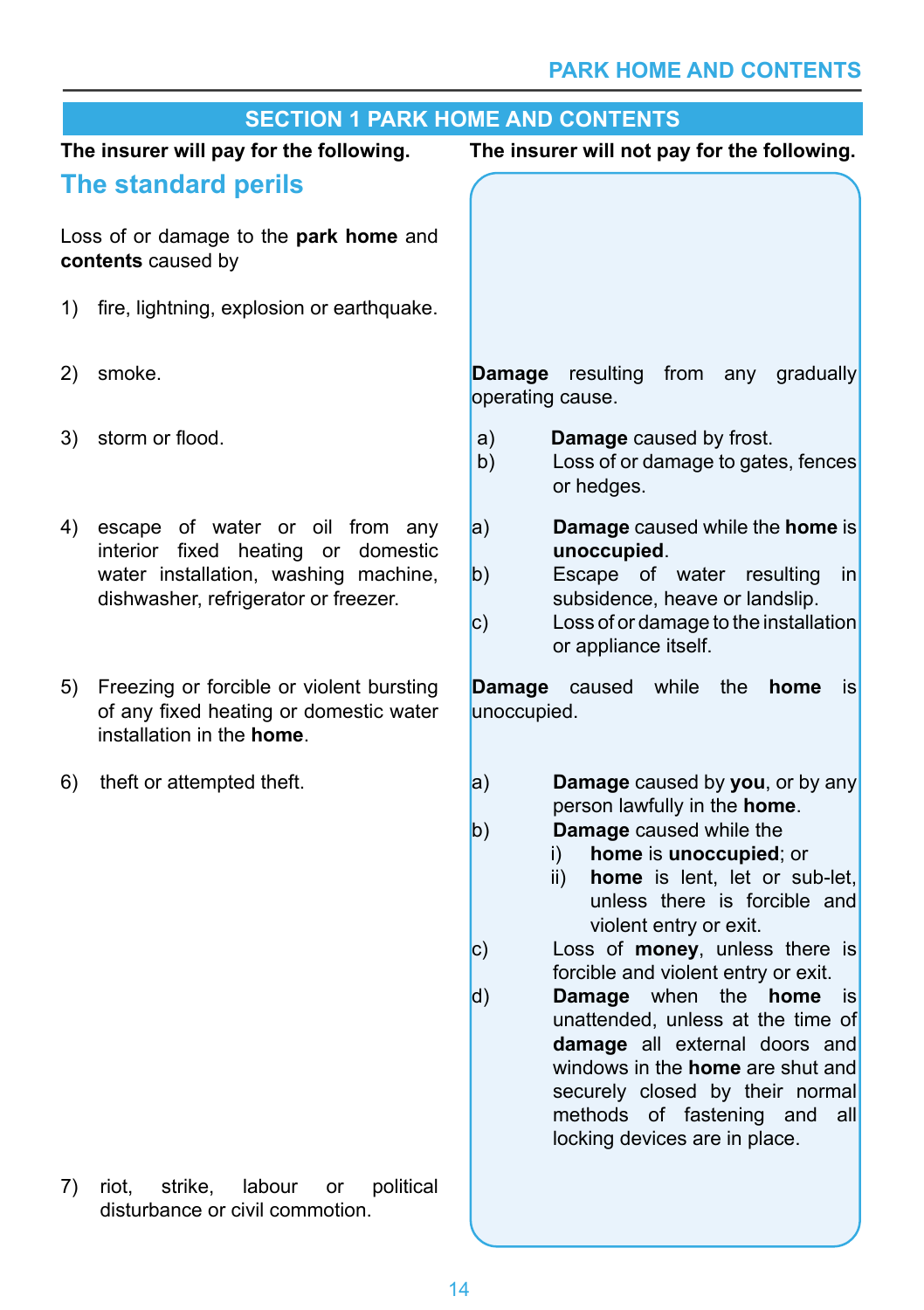## SECTION 1 PARK HOME AND CONTENTS

| The insurer will pay for the following. | The insurer will not pay for the following. |
|---|---|
| **The standard perils**<br><br>Loss of or damage to the **park home** and **contents** caused by | |
| 1) fire, lightning, explosion or earthquake. | |
| 2) smoke. | **Damage** resulting from any gradually operating cause. |
| 3) storm or flood. | a) **Damage** caused by frost.<br>b) Loss of or damage to gates, fences or hedges. |
| 4) escape of water or oil from any interior fixed heating or domestic water installation, washing machine, dishwasher, refrigerator or freezer. | a) **Damage** caused while the **home** is **unoccupied**.<br>b) Escape of water resulting in subsidence, heave or landslip.<br>c) Loss of or damage to the installation or appliance itself. |
| 5) Freezing or forcible or violent bursting of any fixed heating or domestic water installation in the **home**. | **Damage** caused while the **home** is unoccupied. |
| 6) theft or attempted theft. | a) **Damage** caused by **you**, or by any person lawfully in the **home**.<br>b) **Damage** caused while the<br>i) **home** is **unoccupied**; or<br>ii) **home** is lent, let or sub-let, unless there is forcible and violent entry or exit.<br>c) Loss of **money**, unless there is forcible and violent entry or exit.<br>d) **Damage** when the **home** is unattended, unless at the time of **damage** all external doors and windows in the **home** are shut and securely closed by their normal methods of fastening and all locking devices are in place. |
| 7) riot, strike, labour or political disturbance or civil commotion. | |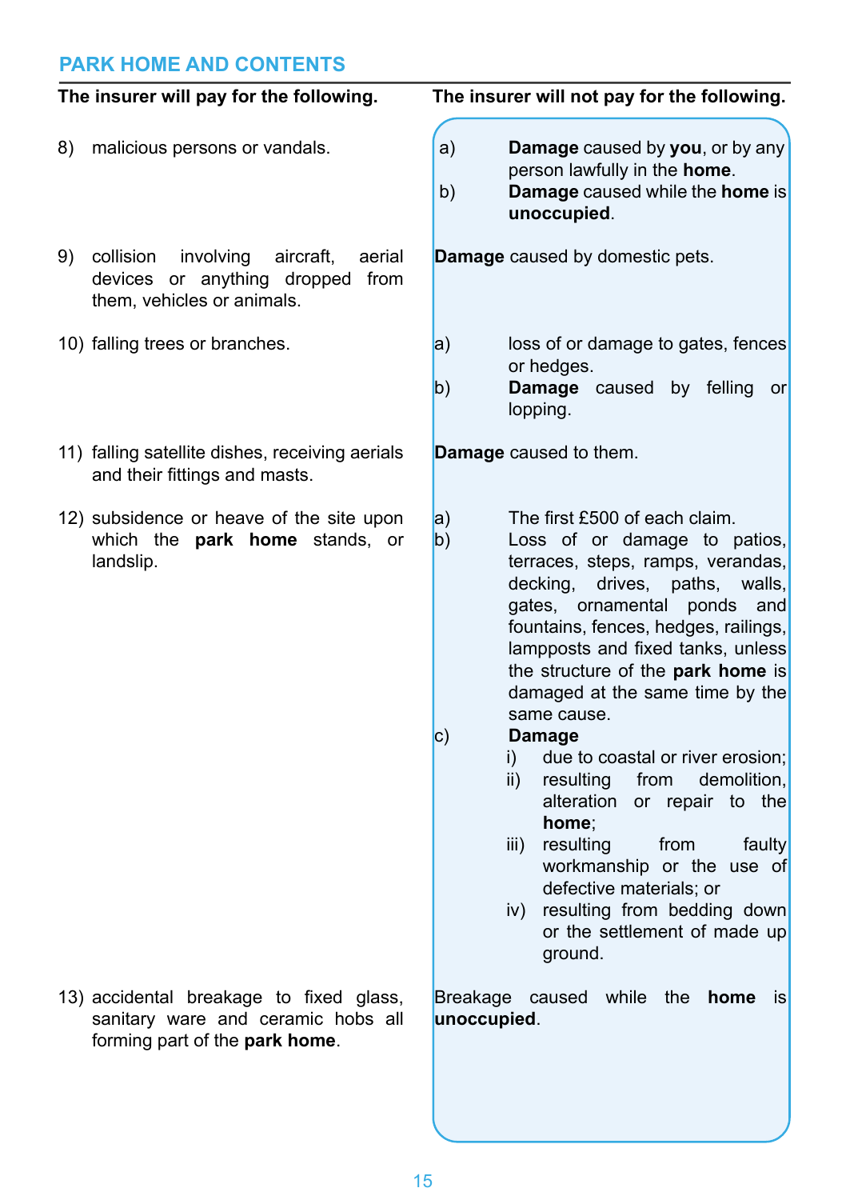## PARK HOME AND CONTENTS

| The insurer will pay for the following. | The insurer will not pay for the following. |
|---|---|
| 8) malicious persons or vandals. | a) **Damage** caused by **you**, or by any person lawfully in the **home**.<br>b) **Damage** caused while the **home** is **unoccupied**. |
| 9) collision involving aircraft, aerial devices or anything dropped from them, vehicles or animals. | **Damage** caused by domestic pets. |
| 10) falling trees or branches. | a) loss of or damage to gates, fences or hedges.<br>b) **Damage** caused by felling or lopping. |
| 11) falling satellite dishes, receiving aerials and their fittings and masts. | **Damage** caused to them. |
| 12) subsidence or heave of the site upon which the **park home** stands, or landslip. | a) The first £500 of each claim.<br>b) Loss of or damage to patios, terraces, steps, ramps, verandas, decking, drives, paths, walls, gates, ornamental ponds and fountains, fences, hedges, railings, lampposts and fixed tanks, unless the structure of the **park home** is damaged at the same time by the same cause.<br>c) **Damage**<br>i) due to coastal or river erosion;<br>ii) resulting from demolition, alteration or repair to the **home**;<br>iii) resulting from faulty workmanship or the use of defective materials; or<br>iv) resulting from bedding down or the settlement of made up ground. |
| 13) accidental breakage to fixed glass, sanitary ware and ceramic hobs all forming part of the **park home**. | Breakage caused while the **home** is **unoccupied**. |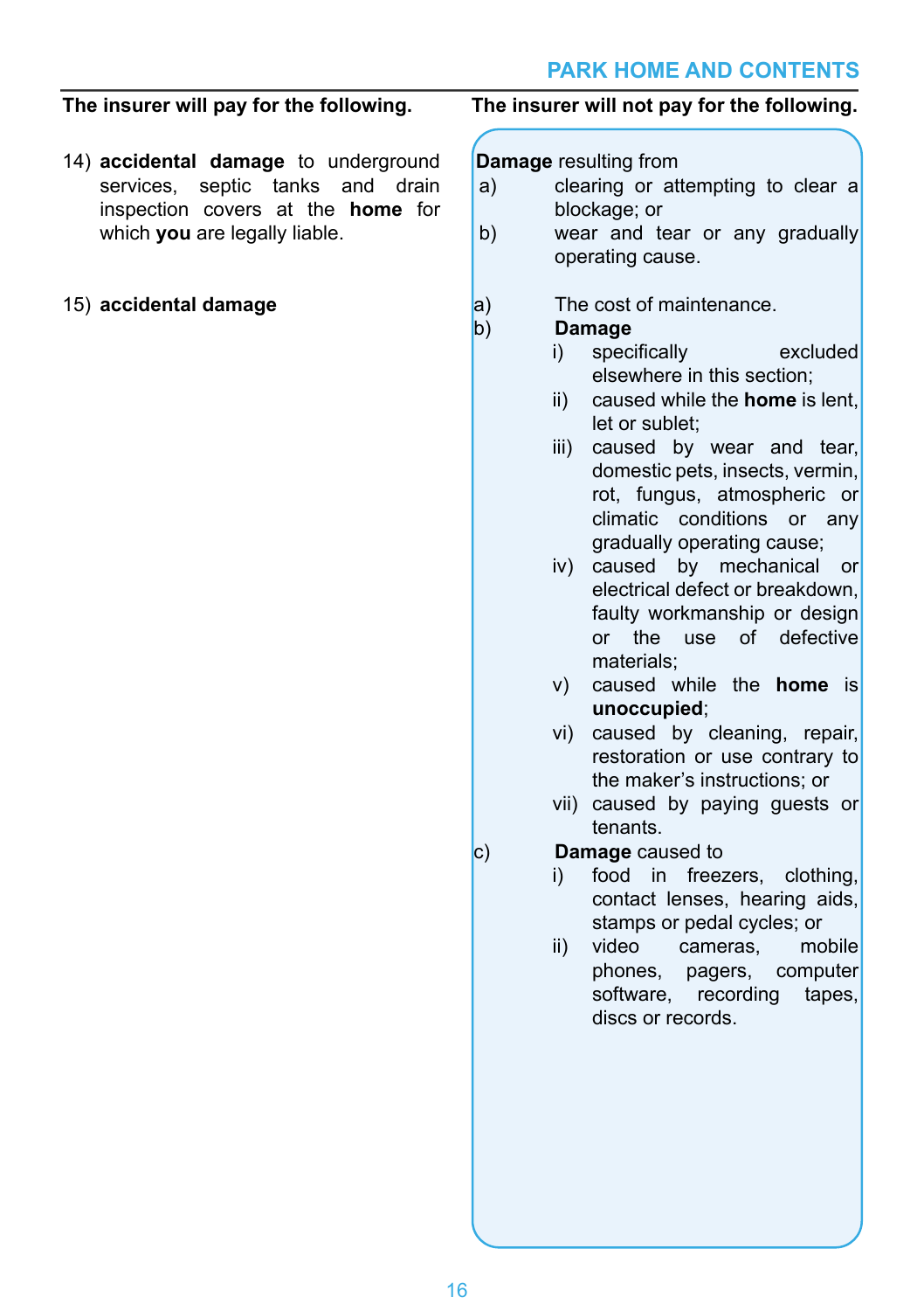## PARK HOME AND CONTENTS

| The insurer will pay for the following. | The insurer will not pay for the following. |
|---|---|
| 14) **accidental damage** to underground services, septic tanks and drain inspection covers at the **home** for which **you** are legally liable. | **Damage** resulting from<br>a) clearing or attempting to clear a blockage; or<br>b) wear and tear or any gradually operating cause. |
| 15) **accidental damage** | a) The cost of maintenance.<br>b) **Damage**<br>i) specifically excluded elsewhere in this section;<br>ii) caused while the **home** is lent, let or sublet;<br>iii) caused by wear and tear, domestic pets, insects, vermin, rot, fungus, atmospheric or climatic conditions or any gradually operating cause;<br>iv) caused by mechanical or electrical defect or breakdown, faulty workmanship or design or the use of defective materials;<br>v) caused while the **home** is **unoccupied**;<br>vi) caused by cleaning, repair, restoration or use contrary to the maker's instructions; or<br>vii) caused by paying guests or tenants.<br>c) **Damage** caused to<br>i) food in freezers, clothing, contact lenses, hearing aids, stamps or pedal cycles; or<br>ii) video cameras, mobile phones, pagers, computer software, recording tapes, discs or records. |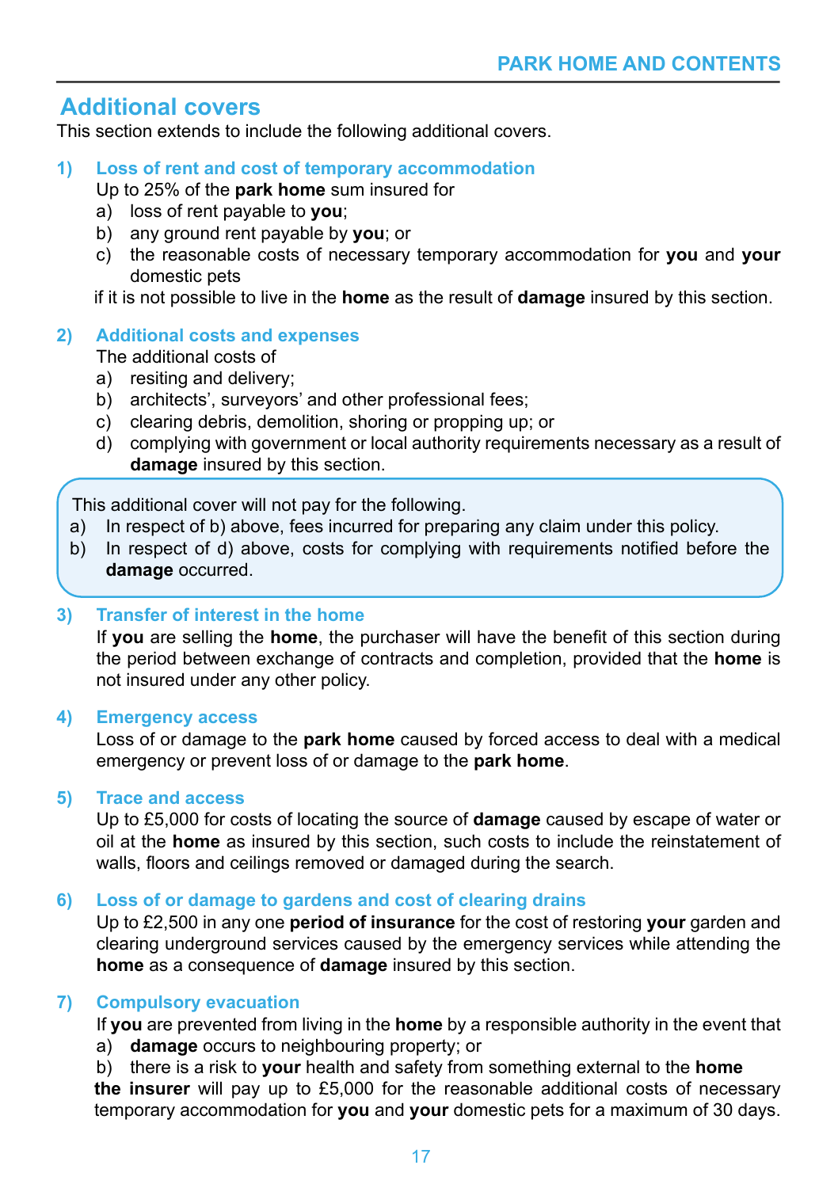## Additional covers

This section extends to include the following additional covers.

### 1) Loss of rent and cost of temporary accommodation

Up to 25% of the **park home** sum insured for

a) loss of rent payable to **you**;
b) any ground rent payable by **you**; or
c) the reasonable costs of necessary temporary accommodation for **you** and **your** domestic pets

if it is not possible to live in the **home** as the result of **damage** insured by this section.

### 2) Additional costs and expenses

The additional costs of

a) resiting and delivery;
b) architects', surveyors' and other professional fees;
c) clearing debris, demolition, shoring or propping up; or
d) complying with government or local authority requirements necessary as a result of **damage** insured by this section.

> This additional cover will not pay for the following.
>
> a) In respect of b) above, fees incurred for preparing any claim under this policy.
> b) In respect of d) above, costs for complying with requirements notified before the **damage** occurred.

### 3) Transfer of interest in the home

If **you** are selling the **home**, the purchaser will have the benefit of this section during the period between exchange of contracts and completion, provided that the **home** is not insured under any other policy.

### 4) Emergency access

Loss of or damage to the **park home** caused by forced access to deal with a medical emergency or prevent loss of or damage to the **park home**.

### 5) Trace and access

Up to £5,000 for costs of locating the source of **damage** caused by escape of water or oil at the **home** as insured by this section, such costs to include the reinstatement of walls, floors and ceilings removed or damaged during the search.

### 6) Loss of or damage to gardens and cost of clearing drains

Up to £2,500 in any one **period of insurance** for the cost of restoring **your** garden and clearing underground services caused by the emergency services while attending the **home** as a consequence of **damage** insured by this section.

### 7) Compulsory evacuation

If **you** are prevented from living in the **home** by a responsible authority in the event that

a) **damage** occurs to neighbouring property; or
b) there is a risk to **your** health and safety from something external to the **home**

**the insurer** will pay up to £5,000 for the reasonable additional costs of necessary temporary accommodation for **you** and **your** domestic pets for a maximum of 30 days.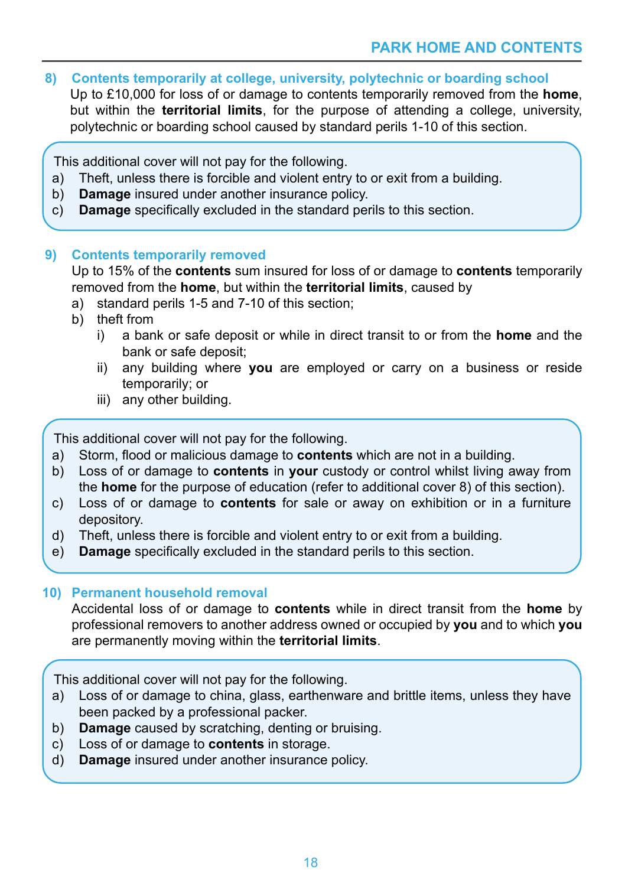### 8) Contents temporarily at college, university, polytechnic or boarding school

Up to £10,000 for loss of or damage to contents temporarily removed from the **home**, but within the **territorial limits**, for the purpose of attending a college, university, polytechnic or boarding school caused by standard perils 1-10 of this section.

This additional cover will not pay for the following.

a) Theft, unless there is forcible and violent entry to or exit from a building.
b) **Damage** insured under another insurance policy.
c) **Damage** specifically excluded in the standard perils to this section.

### 9) Contents temporarily removed

Up to 15% of the **contents** sum insured for loss of or damage to **contents** temporarily removed from the **home**, but within the **territorial limits**, caused by

a) standard perils 1-5 and 7-10 of this section;
b) theft from
   i) a bank or safe deposit or while in direct transit to or from the **home** and the bank or safe deposit;
   ii) any building where **you** are employed or carry on a business or reside temporarily; or
   iii) any other building.

This additional cover will not pay for the following.

a) Storm, flood or malicious damage to **contents** which are not in a building.
b) Loss of or damage to **contents** in **your** custody or control whilst living away from the **home** for the purpose of education (refer to additional cover 8) of this section).
c) Loss of or damage to **contents** for sale or away on exhibition or in a furniture depository.
d) Theft, unless there is forcible and violent entry to or exit from a building.
e) **Damage** specifically excluded in the standard perils to this section.

### 10) Permanent household removal

Accidental loss of or damage to **contents** while in direct transit from the **home** by professional removers to another address owned or occupied by **you** and to which **you** are permanently moving within the **territorial limits**.

This additional cover will not pay for the following.

a) Loss of or damage to china, glass, earthenware and brittle items, unless they have been packed by a professional packer.
b) **Damage** caused by scratching, denting or bruising.
c) Loss of or damage to **contents** in storage.
d) **Damage** insured under another insurance policy.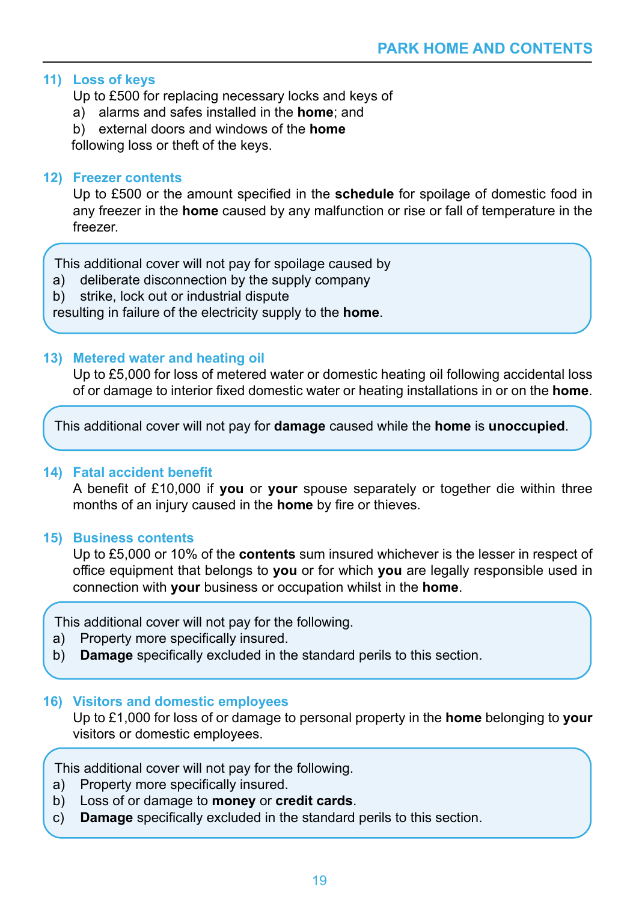### 11) Loss of keys

Up to £500 for replacing necessary locks and keys of

a) alarms and safes installed in the **home**; and

b) external doors and windows of the **home**

following loss or theft of the keys.

### 12) Freezer contents

Up to £500 or the amount specified in the **schedule** for spoilage of domestic food in any freezer in the **home** caused by any malfunction or rise or fall of temperature in the freezer.

> This additional cover will not pay for spoilage caused by
>
> a) deliberate disconnection by the supply company
>
> b) strike, lock out or industrial dispute
>
> resulting in failure of the electricity supply to the **home**.

### 13) Metered water and heating oil

Up to £5,000 for loss of metered water or domestic heating oil following accidental loss of or damage to interior fixed domestic water or heating installations in or on the **home**.

> This additional cover will not pay for **damage** caused while the **home** is **unoccupied**.

### 14) Fatal accident benefit

A benefit of £10,000 if **you** or **your** spouse separately or together die within three months of an injury caused in the **home** by fire or thieves.

### 15) Business contents

Up to £5,000 or 10% of the **contents** sum insured whichever is the lesser in respect of office equipment that belongs to **you** or for which **you** are legally responsible used in connection with **your** business or occupation whilst in the **home**.

> This additional cover will not pay for the following.
>
> a) Property more specifically insured.
>
> b) **Damage** specifically excluded in the standard perils to this section.

### 16) Visitors and domestic employees

Up to £1,000 for loss of or damage to personal property in the **home** belonging to **your** visitors or domestic employees.

> This additional cover will not pay for the following.
>
> a) Property more specifically insured.
>
> b) Loss of or damage to **money** or **credit cards**.
>
> c) **Damage** specifically excluded in the standard perils to this section.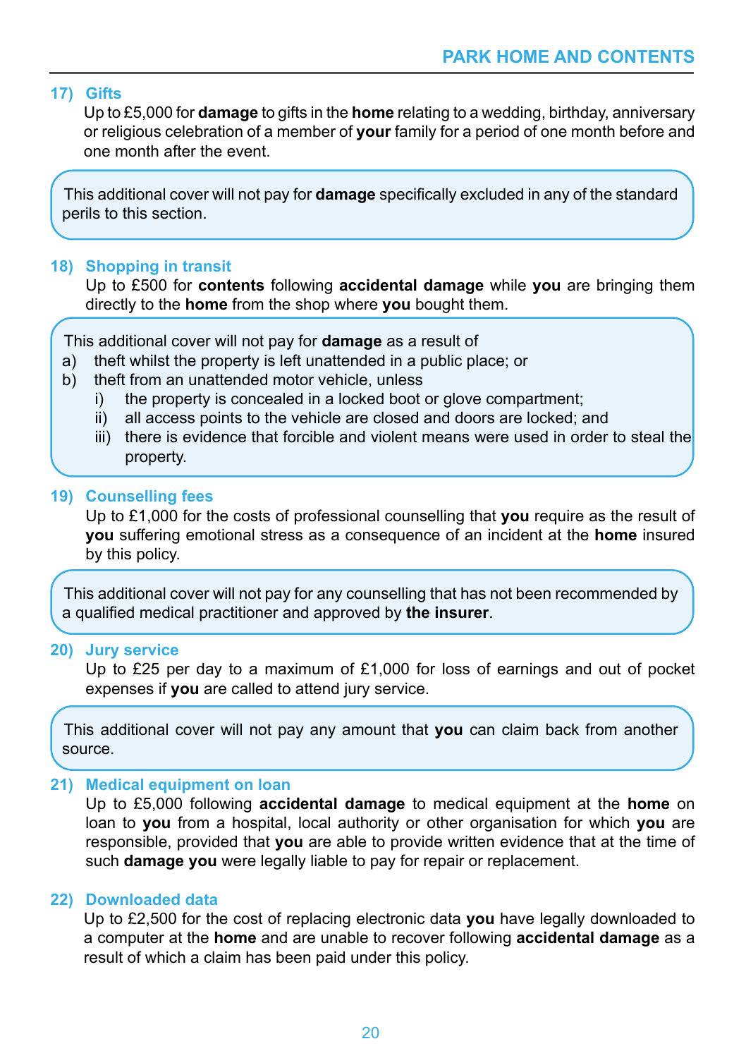## 17) Gifts

Up to £5,000 for **damage** to gifts in the **home** relating to a wedding, birthday, anniversary or religious celebration of a member of **your** family for a period of one month before and one month after the event.

> This additional cover will not pay for **damage** specifically excluded in any of the standard perils to this section.

## 18) Shopping in transit

Up to £500 for **contents** following **accidental damage** while **you** are bringing them directly to the **home** from the shop where **you** bought them.

> This additional cover will not pay for **damage** as a result of
> a) theft whilst the property is left unattended in a public place; or
> b) theft from an unattended motor vehicle, unless
>   i) the property is concealed in a locked boot or glove compartment;
>   ii) all access points to the vehicle are closed and doors are locked; and
>   iii) there is evidence that forcible and violent means were used in order to steal the property.

## 19) Counselling fees

Up to £1,000 for the costs of professional counselling that **you** require as the result of **you** suffering emotional stress as a consequence of an incident at the **home** insured by this policy.

> This additional cover will not pay for any counselling that has not been recommended by a qualified medical practitioner and approved by **the insurer**.

## 20) Jury service

Up to £25 per day to a maximum of £1,000 for loss of earnings and out of pocket expenses if **you** are called to attend jury service.

> This additional cover will not pay any amount that **you** can claim back from another source.

## 21) Medical equipment on loan

Up to £5,000 following **accidental damage** to medical equipment at the **home** on loan to **you** from a hospital, local authority or other organisation for which **you** are responsible, provided that **you** are able to provide written evidence that at the time of such **damage you** were legally liable to pay for repair or replacement.

## 22) Downloaded data

Up to £2,500 for the cost of replacing electronic data **you** have legally downloaded to a computer at the **home** and are unable to recover following **accidental damage** as a result of which a claim has been paid under this policy.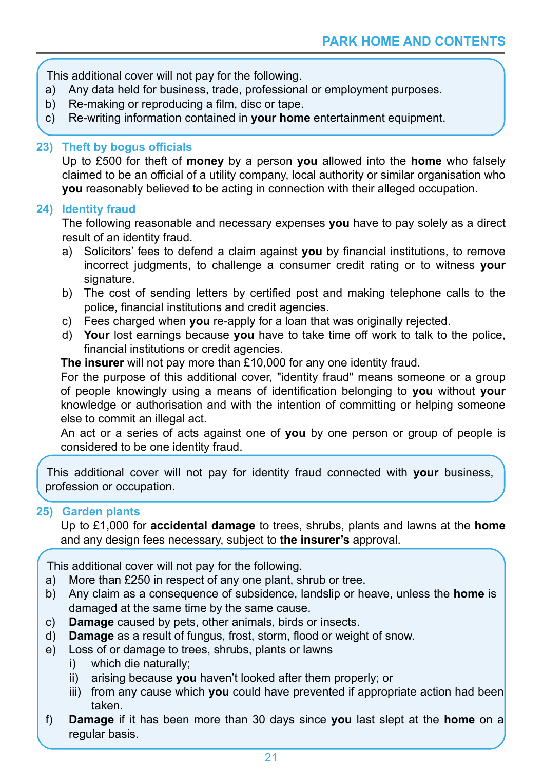This additional cover will not pay for the following.

a) Any data held for business, trade, professional or employment purposes.
b) Re-making or reproducing a film, disc or tape.
c) Re-writing information contained in **your home** entertainment equipment.

### 23) Theft by bogus officials

Up to £500 for theft of **money** by a person **you** allowed into the **home** who falsely claimed to be an official of a utility company, local authority or similar organisation who **you** reasonably believed to be acting in connection with their alleged occupation.

### 24) Identity fraud

The following reasonable and necessary expenses **you** have to pay solely as a direct result of an identity fraud.

a) Solicitors' fees to defend a claim against **you** by financial institutions, to remove incorrect judgments, to challenge a consumer credit rating or to witness **your** signature.
b) The cost of sending letters by certified post and making telephone calls to the police, financial institutions and credit agencies.
c) Fees charged when **you** re-apply for a loan that was originally rejected.
d) **Your** lost earnings because **you** have to take time off work to talk to the police, financial institutions or credit agencies.

**The insurer** will not pay more than £10,000 for any one identity fraud.

For the purpose of this additional cover, "identity fraud" means someone or a group of people knowingly using a means of identification belonging to **you** without **your** knowledge or authorisation and with the intention of committing or helping someone else to commit an illegal act.

An act or a series of acts against one of **you** by one person or group of people is considered to be one identity fraud.

This additional cover will not pay for identity fraud connected with **your** business, profession or occupation.

### 25) Garden plants

Up to £1,000 for **accidental damage** to trees, shrubs, plants and lawns at the **home** and any design fees necessary, subject to **the insurer's** approval.

This additional cover will not pay for the following.

a) More than £250 in respect of any one plant, shrub or tree.
b) Any claim as a consequence of subsidence, landslip or heave, unless the **home** is damaged at the same time by the same cause.
c) **Damage** caused by pets, other animals, birds or insects.
d) **Damage** as a result of fungus, frost, storm, flood or weight of snow.
e) Loss of or damage to trees, shrubs, plants or lawns
   i) which die naturally;
   ii) arising because **you** haven't looked after them properly; or
   iii) from any cause which **you** could have prevented if appropriate action had been taken.
f) **Damage** if it has been more than 30 days since **you** last slept at the **home** on a regular basis.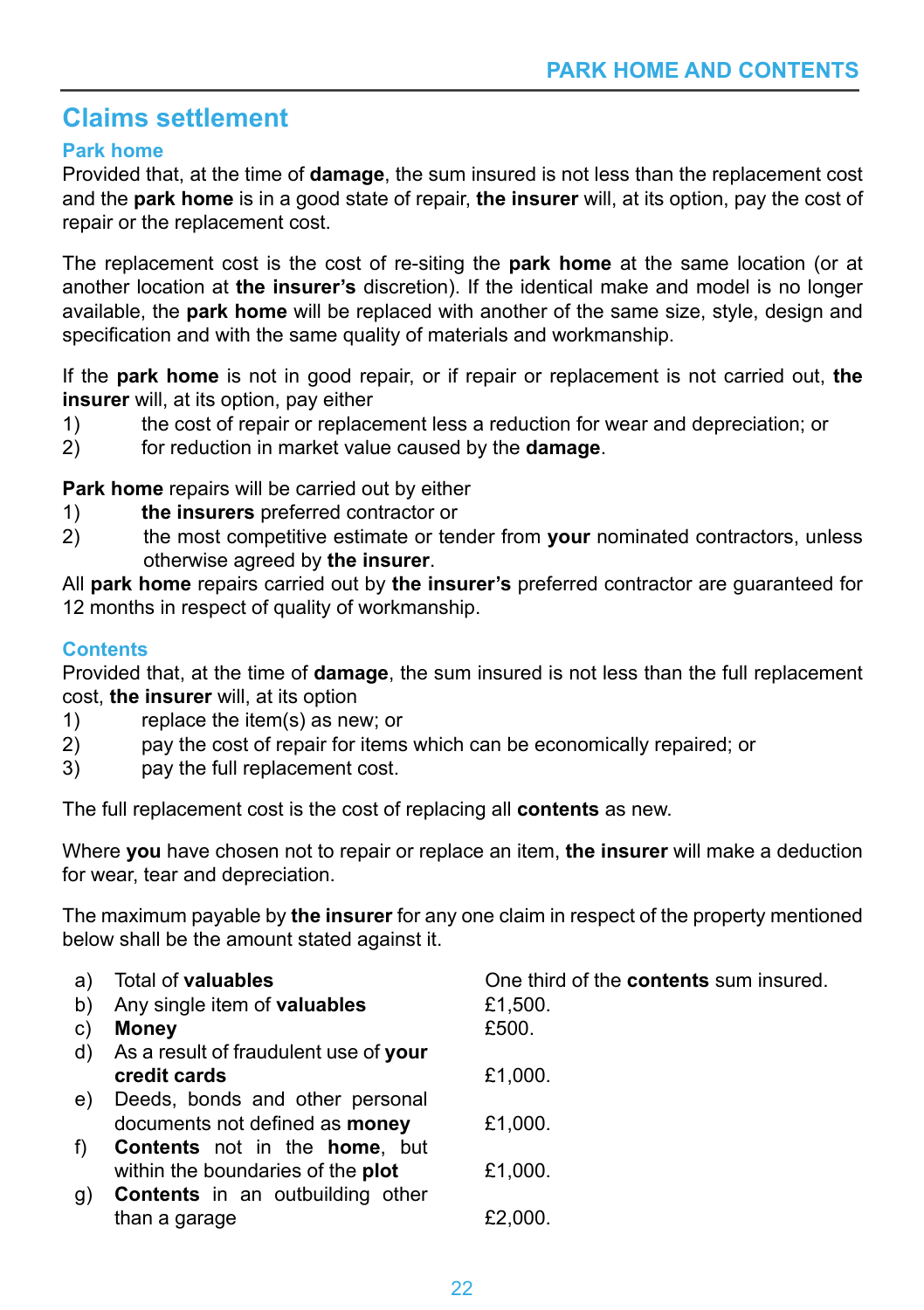## Claims settlement

### Park home

Provided that, at the time of **damage**, the sum insured is not less than the replacement cost and the **park home** is in a good state of repair, **the insurer** will, at its option, pay the cost of repair or the replacement cost.

The replacement cost is the cost of re-siting the **park home** at the same location (or at another location at **the insurer's** discretion). If the identical make and model is no longer available, the **park home** will be replaced with another of the same size, style, design and specification and with the same quality of materials and workmanship.

If the **park home** is not in good repair, or if repair or replacement is not carried out, **the insurer** will, at its option, pay either

1) the cost of repair or replacement less a reduction for wear and depreciation; or
2) for reduction in market value caused by the **damage**.

**Park home** repairs will be carried out by either

1) **the insurers** preferred contractor or
2) the most competitive estimate or tender from **your** nominated contractors, unless otherwise agreed by **the insurer**.

All **park home** repairs carried out by **the insurer's** preferred contractor are guaranteed for 12 months in respect of quality of workmanship.

### Contents

Provided that, at the time of **damage**, the sum insured is not less than the full replacement cost, **the insurer** will, at its option

1) replace the item(s) as new; or
2) pay the cost of repair for items which can be economically repaired; or
3) pay the full replacement cost.

The full replacement cost is the cost of replacing all **contents** as new.

Where **you** have chosen not to repair or replace an item, **the insurer** will make a deduction for wear, tear and depreciation.

The maximum payable by **the insurer** for any one claim in respect of the property mentioned below shall be the amount stated against it.

| | | |
|---|---|---|
| a) | Total of **valuables** | One third of the **contents** sum insured. |
| b) | Any single item of **valuables** | £1,500. |
| c) | **Money** | £500. |
| d) | As a result of fraudulent use of **your credit cards** | £1,000. |
| e) | Deeds, bonds and other personal documents not defined as **money** | £1,000. |
| f) | **Contents** not in the **home**, but within the boundaries of the **plot** | £1,000. |
| g) | **Contents** in an outbuilding other than a garage | £2,000. |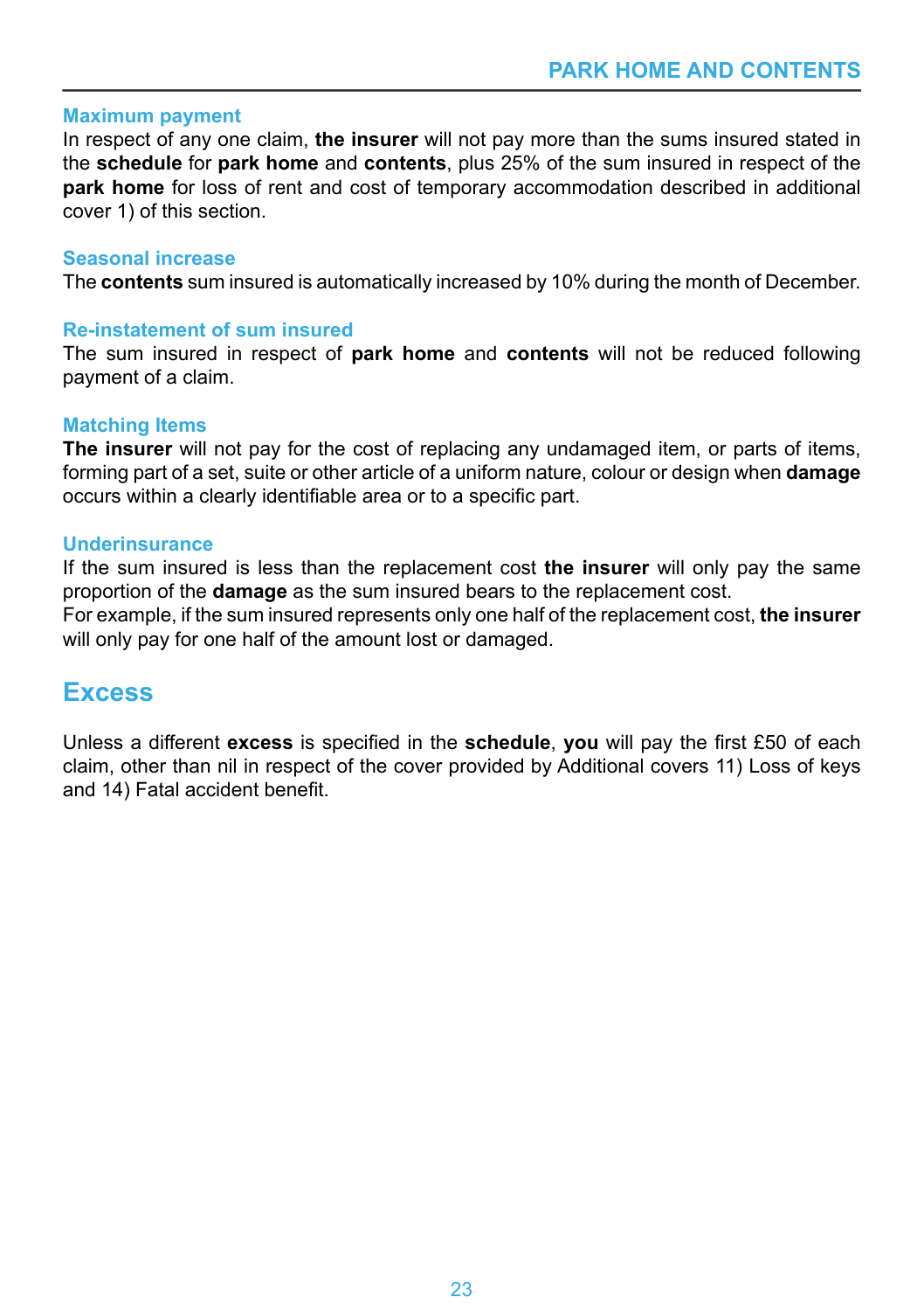### Maximum payment

In respect of any one claim, **the insurer** will not pay more than the sums insured stated in the **schedule** for **park home** and **contents**, plus 25% of the sum insured in respect of the **park home** for loss of rent and cost of temporary accommodation described in additional cover 1) of this section.

### Seasonal increase

The **contents** sum insured is automatically increased by 10% during the month of December.

### Re-instatement of sum insured

The sum insured in respect of **park home** and **contents** will not be reduced following payment of a claim.

### Matching Items

**The insurer** will not pay for the cost of replacing any undamaged item, or parts of items, forming part of a set, suite or other article of a uniform nature, colour or design when **damage** occurs within a clearly identifiable area or to a specific part.

### Underinsurance

If the sum insured is less than the replacement cost **the insurer** will only pay the same proportion of the **damage** as the sum insured bears to the replacement cost.

For example, if the sum insured represents only one half of the replacement cost, **the insurer** will only pay for one half of the amount lost or damaged.

## Excess

Unless a different **excess** is specified in the **schedule**, **you** will pay the first £50 of each claim, other than nil in respect of the cover provided by Additional covers 11) Loss of keys and 14) Fatal accident benefit.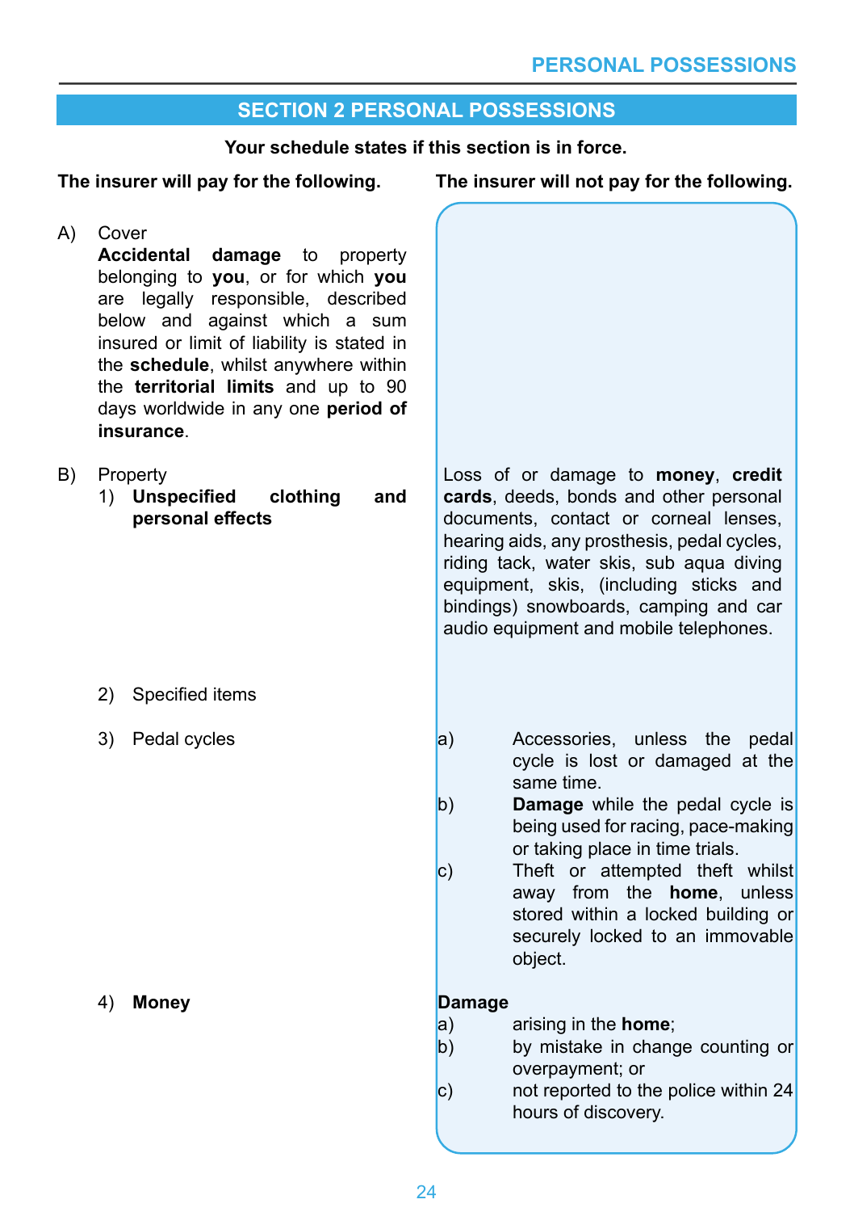## SECTION 2 PERSONAL POSSESSIONS

**Your schedule states if this section is in force.**

| The insurer will pay for the following. | The insurer will not pay for the following. |
| --- | --- |
| A) Cover<br>**Accidental damage** to property belonging to **you**, or for which **you** are legally responsible, described below and against which a sum insured or limit of liability is stated in the **schedule**, whilst anywhere within the **territorial limits** and up to 90 days worldwide in any one **period of insurance**. | |
| B) Property<br>1) **Unspecified clothing and personal effects** | Loss of or damage to **money**, **credit cards**, deeds, bonds and other personal documents, contact or corneal lenses, hearing aids, any prosthesis, pedal cycles, riding tack, water skis, sub aqua diving equipment, skis, (including sticks and bindings) snowboards, camping and car audio equipment and mobile telephones. |
| 2) Specified items | |
| 3) Pedal cycles | a) Accessories, unless the pedal cycle is lost or damaged at the same time.<br>b) **Damage** while the pedal cycle is being used for racing, pace-making or taking place in time trials.<br>c) Theft or attempted theft whilst away from the **home**, unless stored within a locked building or securely locked to an immovable object. |
| 4) **Money** | **Damage**<br>a) arising in the **home**;<br>b) by mistake in change counting or overpayment; or<br>c) not reported to the police within 24 hours of discovery. |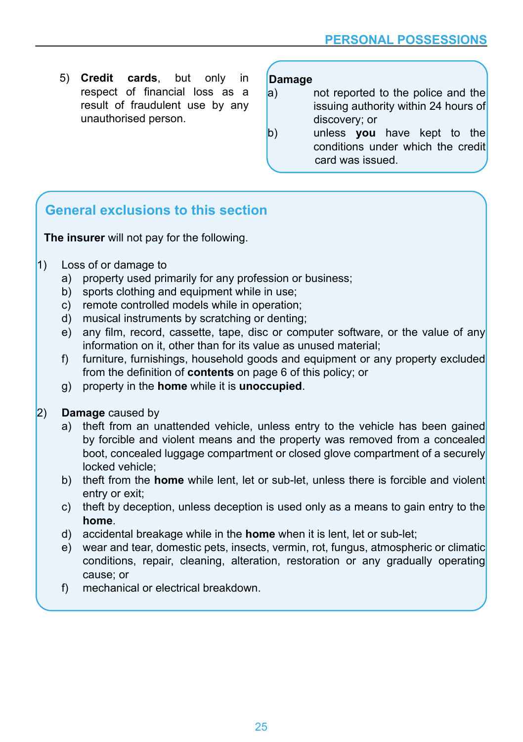5) **Credit cards**, but only in respect of financial loss as a result of fraudulent use by any unauthorised person.

**Damage**

a) not reported to the police and the issuing authority within 24 hours of discovery; or

b) unless **you** have kept to the conditions under which the credit card was issued.

## General exclusions to this section

**The insurer** will not pay for the following.

1) Loss of or damage to
   a) property used primarily for any profession or business;
   b) sports clothing and equipment while in use;
   c) remote controlled models while in operation;
   d) musical instruments by scratching or denting;
   e) any film, record, cassette, tape, disc or computer software, or the value of any information on it, other than for its value as unused material;
   f) furniture, furnishings, household goods and equipment or any property excluded from the definition of **contents** on page 6 of this policy; or
   g) property in the **home** while it is **unoccupied**.

2) **Damage** caused by
   a) theft from an unattended vehicle, unless entry to the vehicle has been gained by forcible and violent means and the property was removed from a concealed boot, concealed luggage compartment or closed glove compartment of a securely locked vehicle;
   b) theft from the **home** while lent, let or sub-let, unless there is forcible and violent entry or exit;
   c) theft by deception, unless deception is used only as a means to gain entry to the **home**.
   d) accidental breakage while in the **home** when it is lent, let or sub-let;
   e) wear and tear, domestic pets, insects, vermin, rot, fungus, atmospheric or climatic conditions, repair, cleaning, alteration, restoration or any gradually operating cause; or
   f) mechanical or electrical breakdown.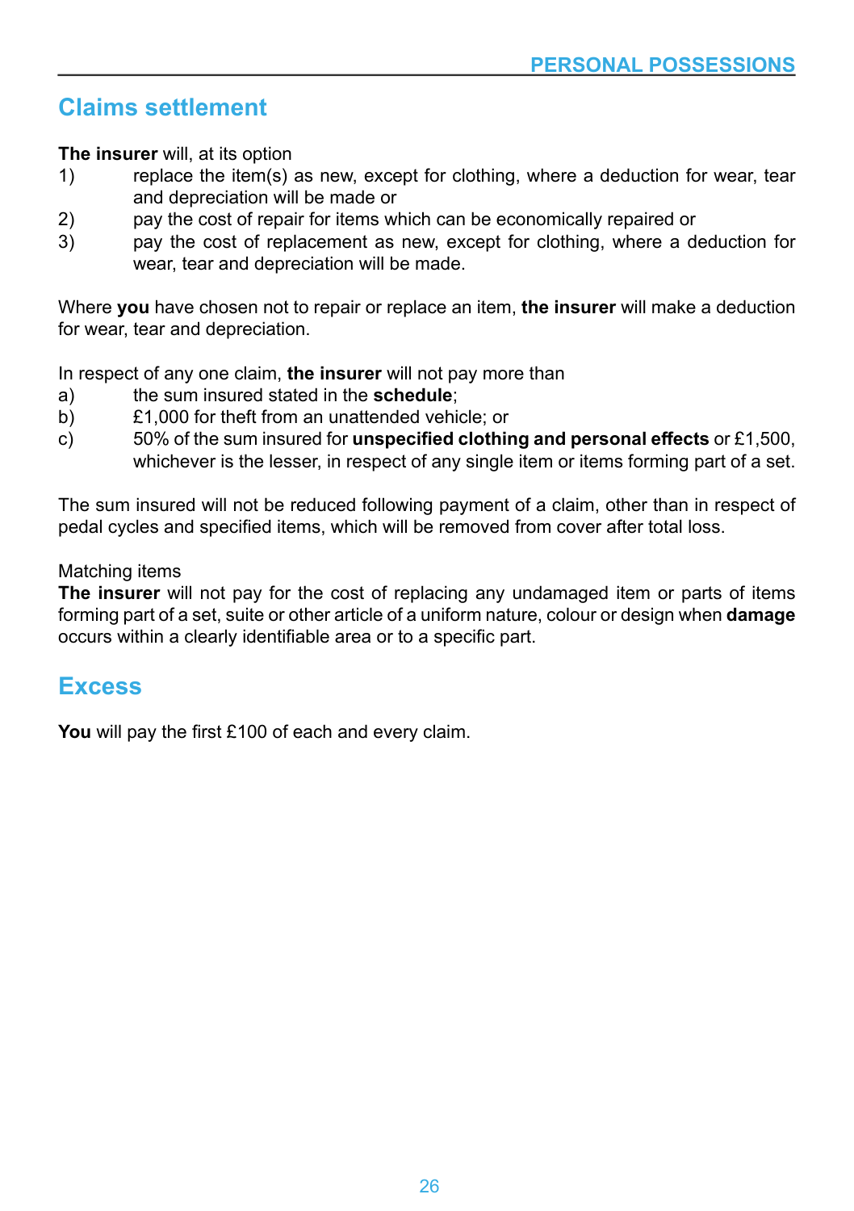## Claims settlement

**The insurer** will, at its option

1) replace the item(s) as new, except for clothing, where a deduction for wear, tear and depreciation will be made or
2) pay the cost of repair for items which can be economically repaired or
3) pay the cost of replacement as new, except for clothing, where a deduction for wear, tear and depreciation will be made.

Where **you** have chosen not to repair or replace an item, **the insurer** will make a deduction for wear, tear and depreciation.

In respect of any one claim, **the insurer** will not pay more than

a) the sum insured stated in the **schedule**;
b) £1,000 for theft from an unattended vehicle; or
c) 50% of the sum insured for **unspecified clothing and personal effects** or £1,500, whichever is the lesser, in respect of any single item or items forming part of a set.

The sum insured will not be reduced following payment of a claim, other than in respect of pedal cycles and specified items, which will be removed from cover after total loss.

Matching items

**The insurer** will not pay for the cost of replacing any undamaged item or parts of items forming part of a set, suite or other article of a uniform nature, colour or design when **damage** occurs within a clearly identifiable area or to a specific part.

## Excess

**You** will pay the first £100 of each and every claim.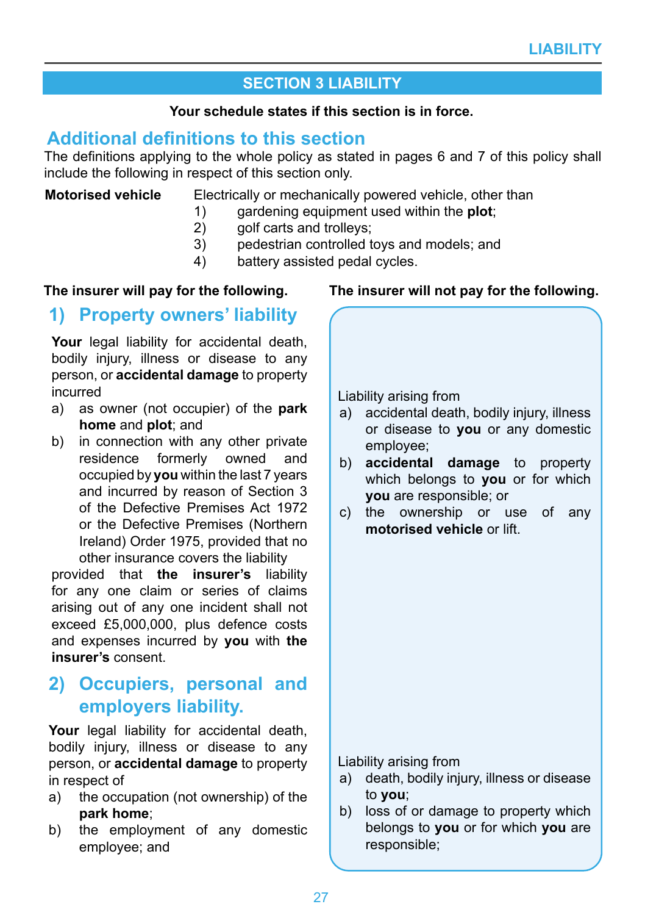# SECTION 3 LIABILITY

**Your schedule states if this section is in force.**

## Additional definitions to this section

The definitions applying to the whole policy as stated in pages 6 and 7 of this policy shall include the following in respect of this section only.

**Motorised vehicle** Electrically or mechanically powered vehicle, other than

1) gardening equipment used within the **plot**;
2) golf carts and trolleys;
3) pedestrian controlled toys and models; and
4) battery assisted pedal cycles.

**The insurer will pay for the following.**

## 1) Property owners' liability

**Your** legal liability for accidental death, bodily injury, illness or disease to any person, or **accidental damage** to property incurred

a) as owner (not occupier) of the **park home** and **plot**; and
b) in connection with any other private residence formerly owned and occupied by **you** within the last 7 years and incurred by reason of Section 3 of the Defective Premises Act 1972 or the Defective Premises (Northern Ireland) Order 1975, provided that no other insurance covers the liability

provided that **the insurer's** liability for any one claim or series of claims arising out of any one incident shall not exceed £5,000,000, plus defence costs and expenses incurred by **you** with **the insurer's** consent.

**The insurer will not pay for the following.**

Liability arising from

a) accidental death, bodily injury, illness or disease to **you** or any domestic employee;
b) **accidental damage** to property which belongs to **you** or for which **you** are responsible; or
c) the ownership or use of any **motorised vehicle** or lift.

## 2) Occupiers, personal and employers liability.

**Your** legal liability for accidental death, bodily injury, illness or disease to any person, or **accidental damage** to property in respect of

a) the occupation (not ownership) of the **park home**;
b) the employment of any domestic employee; and

**The insurer will not pay for the following.**

Liability arising from

a) death, bodily injury, illness or disease to **you**;
b) loss of or damage to property which belongs to **you** or for which **you** are responsible;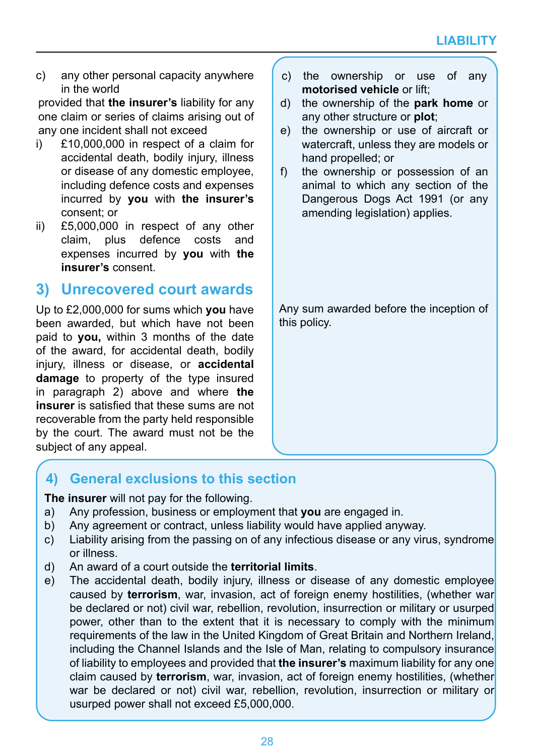c) any other personal capacity anywhere in the world

provided that **the insurer's** liability for any one claim or series of claims arising out of any one incident shall not exceed

i) £10,000,000 in respect of a claim for accidental death, bodily injury, illness or disease of any domestic employee, including defence costs and expenses incurred by **you** with **the insurer's** consent; or
ii) £5,000,000 in respect of any other claim, plus defence costs and expenses incurred by **you** with **the insurer's** consent.

c) the ownership or use of any **motorised vehicle** or lift;
d) the ownership of the **park home** or any other structure or **plot**;
e) the ownership or use of aircraft or watercraft, unless they are models or hand propelled; or
f) the ownership or possession of an animal to which any section of the Dangerous Dogs Act 1991 (or any amending legislation) applies.

## 3) Unrecovered court awards

Up to £2,000,000 for sums which **you** have been awarded, but which have not been paid to **you,** within 3 months of the date of the award, for accidental death, bodily injury, illness or disease, or **accidental damage** to property of the type insured in paragraph 2) above and where **the insurer** is satisfied that these sums are not recoverable from the party held responsible by the court. The award must not be the subject of any appeal.

Any sum awarded before the inception of this policy.

## 4) General exclusions to this section

**The insurer** will not pay for the following.

a) Any profession, business or employment that **you** are engaged in.
b) Any agreement or contract, unless liability would have applied anyway.
c) Liability arising from the passing on of any infectious disease or any virus, syndrome or illness.
d) An award of a court outside the **territorial limits**.
e) The accidental death, bodily injury, illness or disease of any domestic employee caused by **terrorism**, war, invasion, act of foreign enemy hostilities, (whether war be declared or not) civil war, rebellion, revolution, insurrection or military or usurped power, other than to the extent that it is necessary to comply with the minimum requirements of the law in the United Kingdom of Great Britain and Northern Ireland, including the Channel Islands and the Isle of Man, relating to compulsory insurance of liability to employees and provided that **the insurer's** maximum liability for any one claim caused by **terrorism**, war, invasion, act of foreign enemy hostilities, (whether war be declared or not) civil war, rebellion, revolution, insurrection or military or usurped power shall not exceed £5,000,000.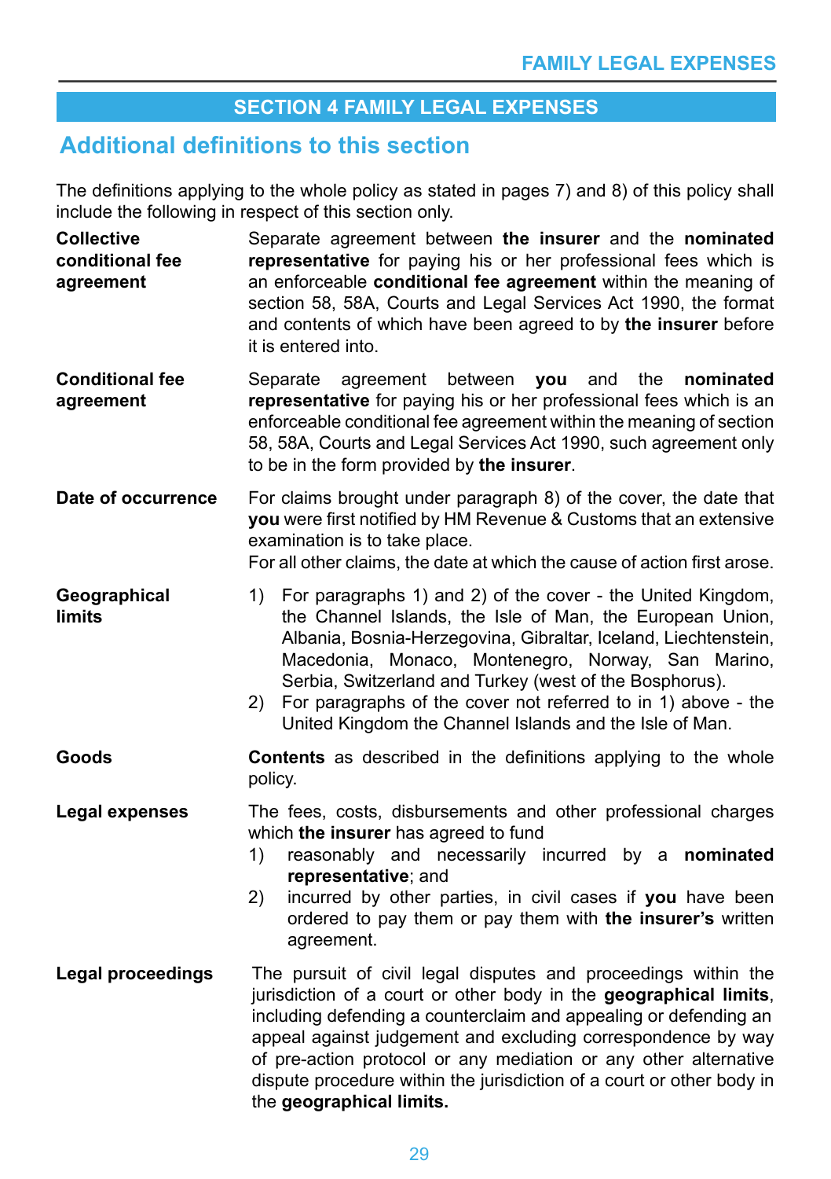# SECTION 4 FAMILY LEGAL EXPENSES

## Additional definitions to this section

The definitions applying to the whole policy as stated in pages 7) and 8) of this policy shall include the following in respect of this section only.

**Collective conditional fee agreement**
Separate agreement between **the insurer** and the **nominated representative** for paying his or her professional fees which is an enforceable **conditional fee agreement** within the meaning of section 58, 58A, Courts and Legal Services Act 1990, the format and contents of which have been agreed to by **the insurer** before it is entered into.

**Conditional fee agreement**
Separate agreement between **you** and the **nominated representative** for paying his or her professional fees which is an enforceable conditional fee agreement within the meaning of section 58, 58A, Courts and Legal Services Act 1990, such agreement only to be in the form provided by **the insurer**.

**Date of occurrence**
For claims brought under paragraph 8) of the cover, the date that **you** were first notified by HM Revenue & Customs that an extensive examination is to take place.
For all other claims, the date at which the cause of action first arose.

**Geographical limits**

1) For paragraphs 1) and 2) of the cover - the United Kingdom, the Channel Islands, the Isle of Man, the European Union, Albania, Bosnia-Herzegovina, Gibraltar, Iceland, Liechtenstein, Macedonia, Monaco, Montenegro, Norway, San Marino, Serbia, Switzerland and Turkey (west of the Bosphorus).
2) For paragraphs of the cover not referred to in 1) above - the United Kingdom the Channel Islands and the Isle of Man.

**Goods**
**Contents** as described in the definitions applying to the whole policy.

**Legal expenses**
The fees, costs, disbursements and other professional charges which **the insurer** has agreed to fund

1) reasonably and necessarily incurred by a **nominated representative**; and
2) incurred by other parties, in civil cases if **you** have been ordered to pay them or pay them with **the insurer's** written agreement.

**Legal proceedings**
The pursuit of civil legal disputes and proceedings within the jurisdiction of a court or other body in the **geographical limits**, including defending a counterclaim and appealing or defending an appeal against judgement and excluding correspondence by way of pre-action protocol or any mediation or any other alternative dispute procedure within the jurisdiction of a court or other body in the **geographical limits.**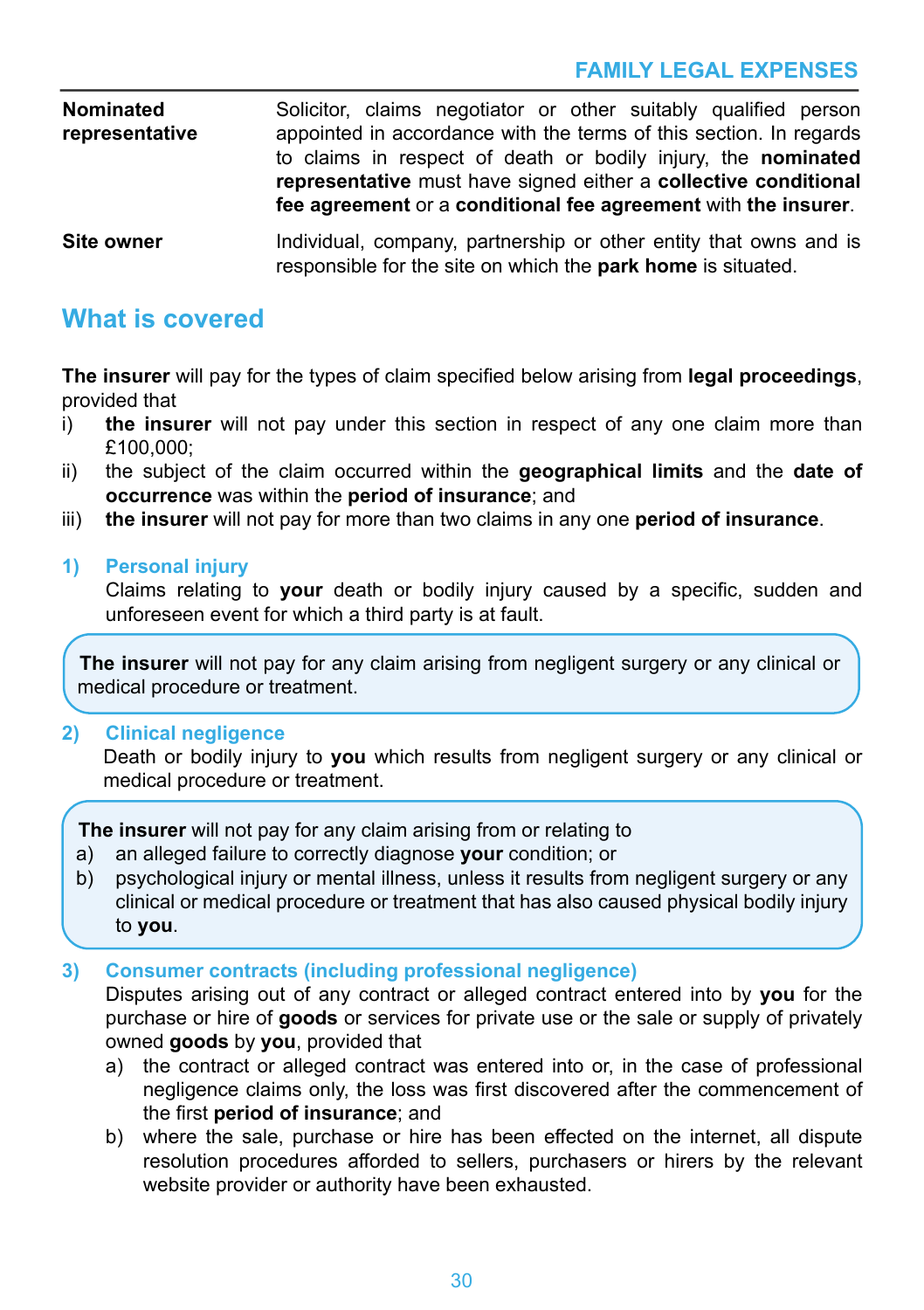| | |
|---|---|
| **Nominated representative** | Solicitor, claims negotiator or other suitably qualified person appointed in accordance with the terms of this section. In regards to claims in respect of death or bodily injury, the **nominated representative** must have signed either a **collective conditional fee agreement** or a **conditional fee agreement** with **the insurer**. |
| **Site owner** | Individual, company, partnership or other entity that owns and is responsible for the site on which the **park home** is situated. |

## What is covered

**The insurer** will pay for the types of claim specified below arising from **legal proceedings**, provided that

i) **the insurer** will not pay under this section in respect of any one claim more than £100,000;
ii) the subject of the claim occurred within the **geographical limits** and the **date of occurrence** was within the **period of insurance**; and
iii) **the insurer** will not pay for more than two claims in any one **period of insurance**.

### 1) Personal injury

Claims relating to **your** death or bodily injury caused by a specific, sudden and unforeseen event for which a third party is at fault.

> **The insurer** will not pay for any claim arising from negligent surgery or any clinical or medical procedure or treatment.

### 2) Clinical negligence

Death or bodily injury to **you** which results from negligent surgery or any clinical or medical procedure or treatment.

> **The insurer** will not pay for any claim arising from or relating to
> a) an alleged failure to correctly diagnose **your** condition; or
> b) psychological injury or mental illness, unless it results from negligent surgery or any clinical or medical procedure or treatment that has also caused physical bodily injury to **you**.

### 3) Consumer contracts (including professional negligence)

Disputes arising out of any contract or alleged contract entered into by **you** for the purchase or hire of **goods** or services for private use or the sale or supply of privately owned **goods** by **you**, provided that

a) the contract or alleged contract was entered into or, in the case of professional negligence claims only, the loss was first discovered after the commencement of the first **period of insurance**; and
b) where the sale, purchase or hire has been effected on the internet, all dispute resolution procedures afforded to sellers, purchasers or hirers by the relevant website provider or authority have been exhausted.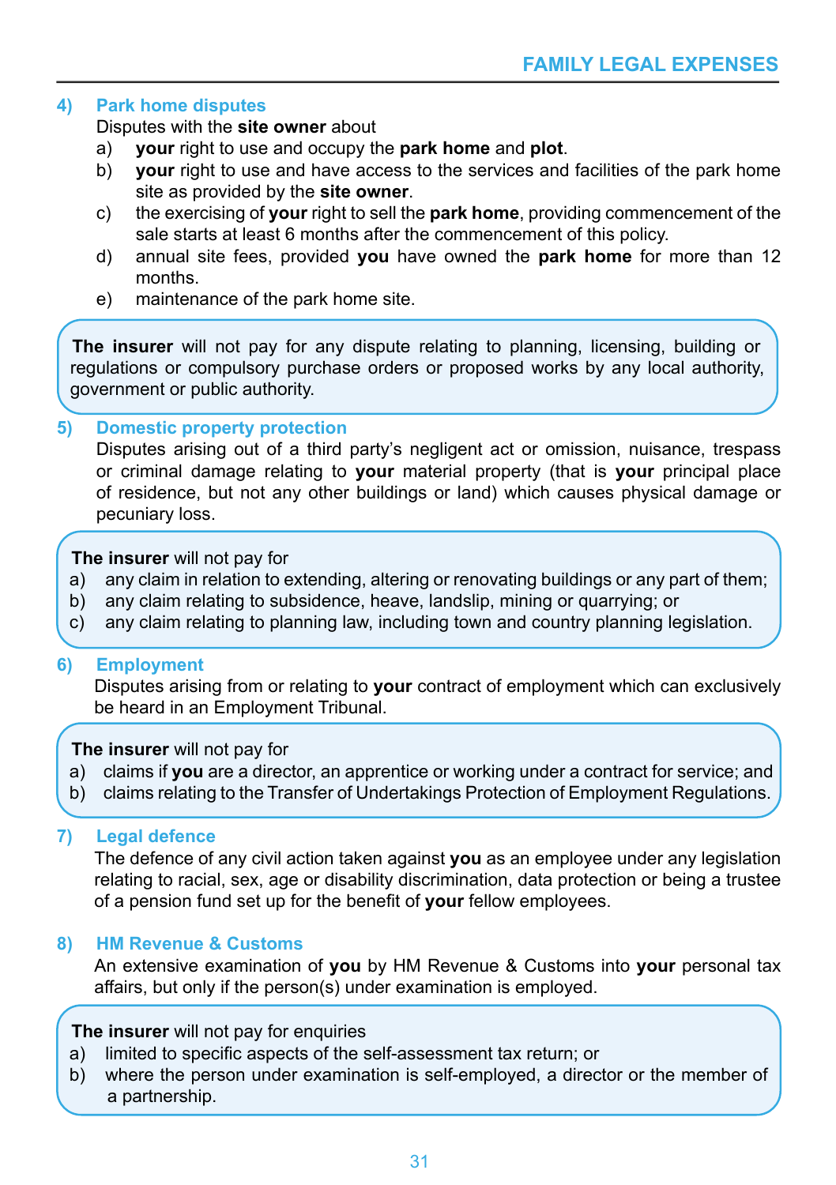### 4) Park home disputes

Disputes with the **site owner** about

a) **your** right to use and occupy the **park home** and **plot**.
b) **your** right to use and have access to the services and facilities of the park home site as provided by the **site owner**.
c) the exercising of **your** right to sell the **park home**, providing commencement of the sale starts at least 6 months after the commencement of this policy.
d) annual site fees, provided **you** have owned the **park home** for more than 12 months.
e) maintenance of the park home site.

> **The insurer** will not pay for any dispute relating to planning, licensing, building or regulations or compulsory purchase orders or proposed works by any local authority, government or public authority.

### 5) Domestic property protection

Disputes arising out of a third party's negligent act or omission, nuisance, trespass or criminal damage relating to **your** material property (that is **your** principal place of residence, but not any other buildings or land) which causes physical damage or pecuniary loss.

> **The insurer** will not pay for
> a) any claim in relation to extending, altering or renovating buildings or any part of them;
> b) any claim relating to subsidence, heave, landslip, mining or quarrying; or
> c) any claim relating to planning law, including town and country planning legislation.

### 6) Employment

Disputes arising from or relating to **your** contract of employment which can exclusively be heard in an Employment Tribunal.

> **The insurer** will not pay for
> a) claims if **you** are a director, an apprentice or working under a contract for service; and
> b) claims relating to the Transfer of Undertakings Protection of Employment Regulations.

### 7) Legal defence

The defence of any civil action taken against **you** as an employee under any legislation relating to racial, sex, age or disability discrimination, data protection or being a trustee of a pension fund set up for the benefit of **your** fellow employees.

### 8) HM Revenue & Customs

An extensive examination of **you** by HM Revenue & Customs into **your** personal tax affairs, but only if the person(s) under examination is employed.

> **The insurer** will not pay for enquiries
> a) limited to specific aspects of the self-assessment tax return; or
> b) where the person under examination is self-employed, a director or the member of a partnership.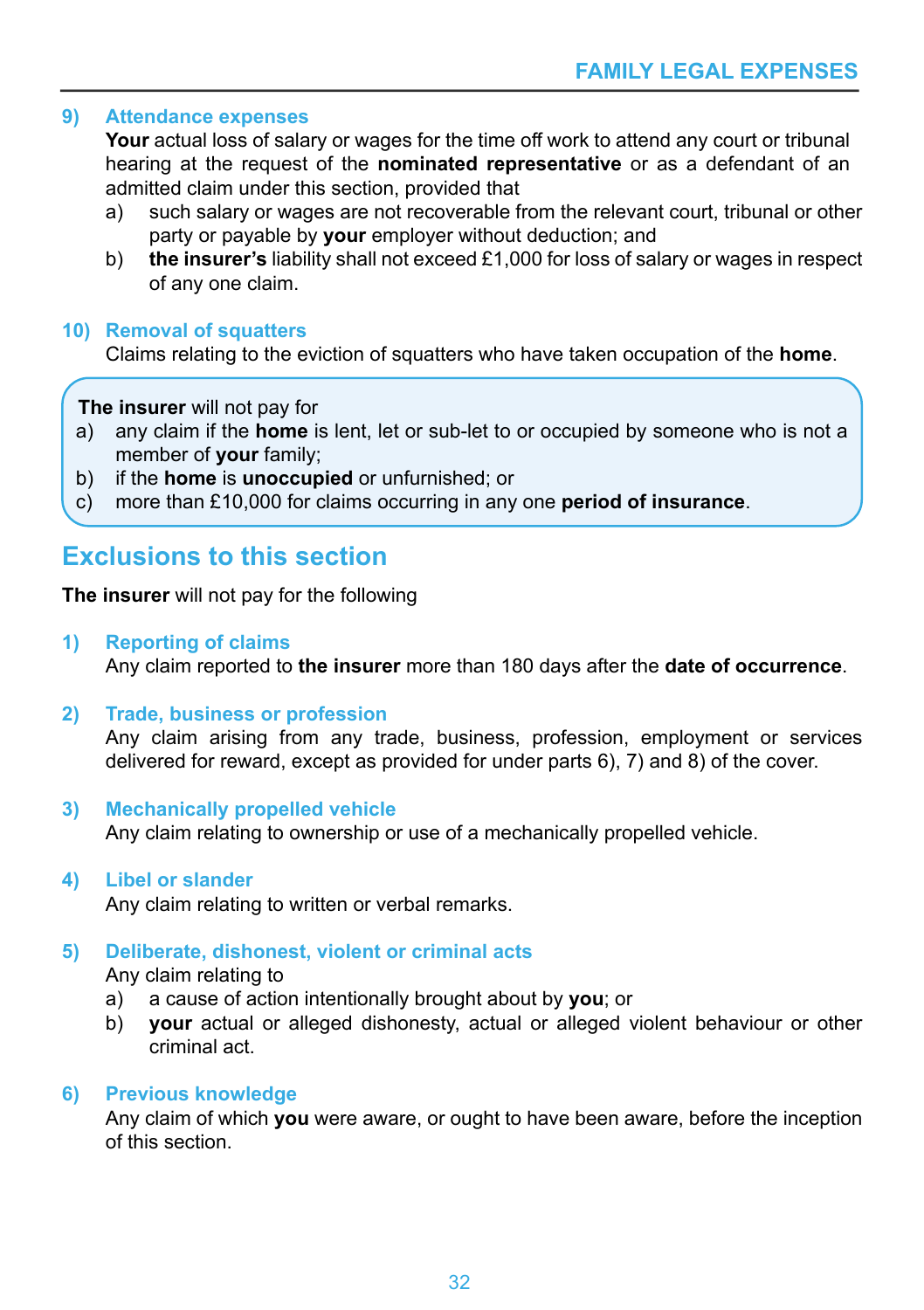9) **Attendance expenses**

**Your** actual loss of salary or wages for the time off work to attend any court or tribunal hearing at the request of the **nominated representative** or as a defendant of an admitted claim under this section, provided that

a) such salary or wages are not recoverable from the relevant court, tribunal or other party or payable by **your** employer without deduction; and

b) **the insurer's** liability shall not exceed £1,000 for loss of salary or wages in respect of any one claim.

10) **Removal of squatters**

Claims relating to the eviction of squatters who have taken occupation of the **home**.

> **The insurer** will not pay for
>
> a) any claim if the **home** is lent, let or sub-let to or occupied by someone who is not a member of **your** family;
>
> b) if the **home** is **unoccupied** or unfurnished; or
>
> c) more than £10,000 for claims occurring in any one **period of insurance**.

## Exclusions to this section

**The insurer** will not pay for the following

1) **Reporting of claims**

Any claim reported to **the insurer** more than 180 days after the **date of occurrence**.

2) **Trade, business or profession**

Any claim arising from any trade, business, profession, employment or services delivered for reward, except as provided for under parts 6), 7) and 8) of the cover.

3) **Mechanically propelled vehicle**

Any claim relating to ownership or use of a mechanically propelled vehicle.

4) **Libel or slander**

Any claim relating to written or verbal remarks.

5) **Deliberate, dishonest, violent or criminal acts**

Any claim relating to

a) a cause of action intentionally brought about by **you**; or

b) **your** actual or alleged dishonesty, actual or alleged violent behaviour or other criminal act.

6) **Previous knowledge**

Any claim of which **you** were aware, or ought to have been aware, before the inception of this section.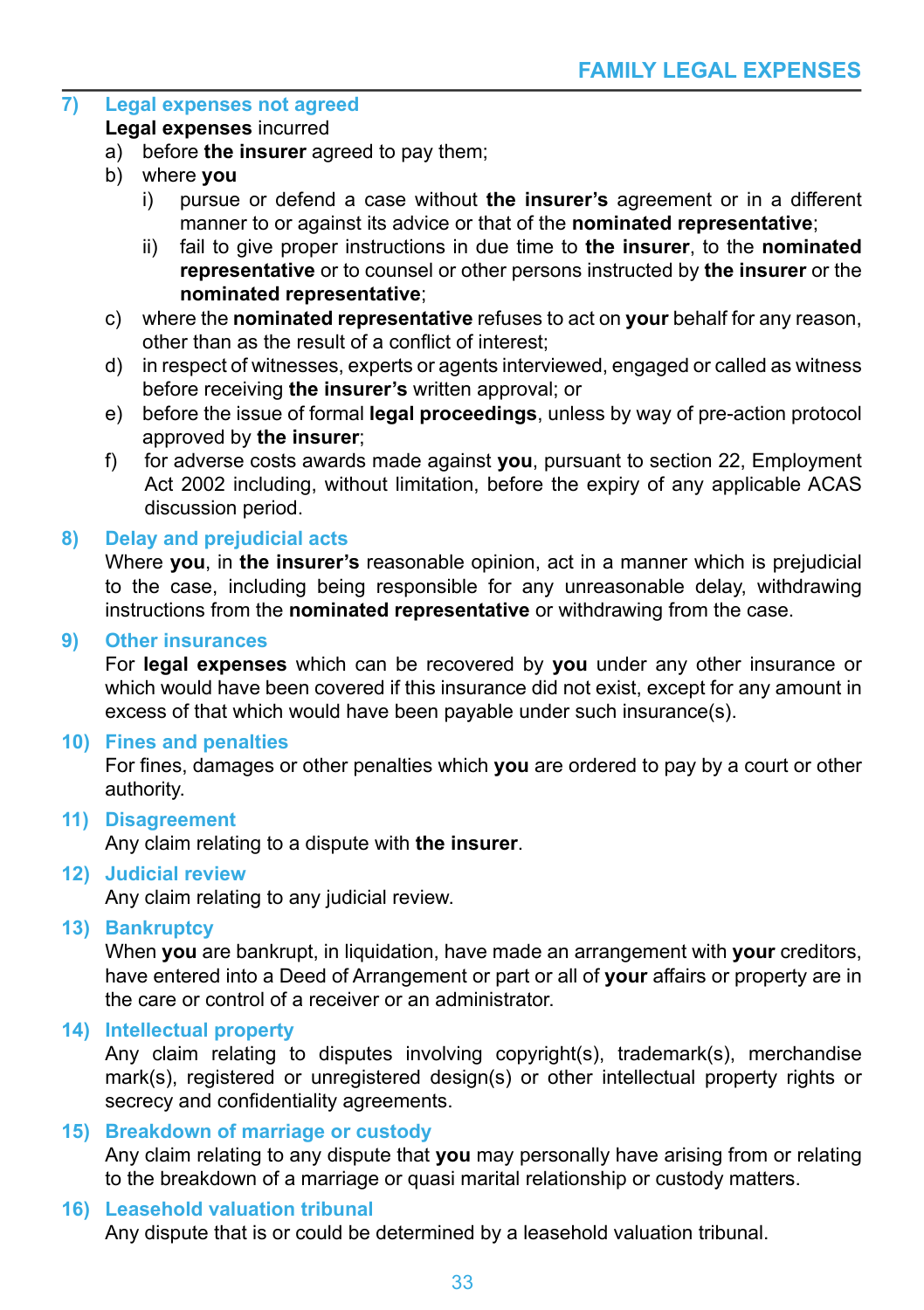### 7) Legal expenses not agreed

**Legal expenses** incurred

a) before **the insurer** agreed to pay them;

b) where **you**

   i) pursue or defend a case without **the insurer's** agreement or in a different manner to or against its advice or that of the **nominated representative**;

   ii) fail to give proper instructions in due time to **the insurer**, to the **nominated representative** or to counsel or other persons instructed by **the insurer** or the **nominated representative**;

c) where the **nominated representative** refuses to act on **your** behalf for any reason, other than as the result of a conflict of interest;

d) in respect of witnesses, experts or agents interviewed, engaged or called as witness before receiving **the insurer's** written approval; or

e) before the issue of formal **legal proceedings**, unless by way of pre-action protocol approved by **the insurer**;

f) for adverse costs awards made against **you**, pursuant to section 22, Employment Act 2002 including, without limitation, before the expiry of any applicable ACAS discussion period.

### 8) Delay and prejudicial acts

Where **you**, in **the insurer's** reasonable opinion, act in a manner which is prejudicial to the case, including being responsible for any unreasonable delay, withdrawing instructions from the **nominated representative** or withdrawing from the case.

### 9) Other insurances

For **legal expenses** which can be recovered by **you** under any other insurance or which would have been covered if this insurance did not exist, except for any amount in excess of that which would have been payable under such insurance(s).

### 10) Fines and penalties

For fines, damages or other penalties which **you** are ordered to pay by a court or other authority.

### 11) Disagreement

Any claim relating to a dispute with **the insurer**.

### 12) Judicial review

Any claim relating to any judicial review.

### 13) Bankruptcy

When **you** are bankrupt, in liquidation, have made an arrangement with **your** creditors, have entered into a Deed of Arrangement or part or all of **your** affairs or property are in the care or control of a receiver or an administrator.

### 14) Intellectual property

Any claim relating to disputes involving copyright(s), trademark(s), merchandise mark(s), registered or unregistered design(s) or other intellectual property rights or secrecy and confidentiality agreements.

### 15) Breakdown of marriage or custody

Any claim relating to any dispute that **you** may personally have arising from or relating to the breakdown of a marriage or quasi marital relationship or custody matters.

### 16) Leasehold valuation tribunal

Any dispute that is or could be determined by a leasehold valuation tribunal.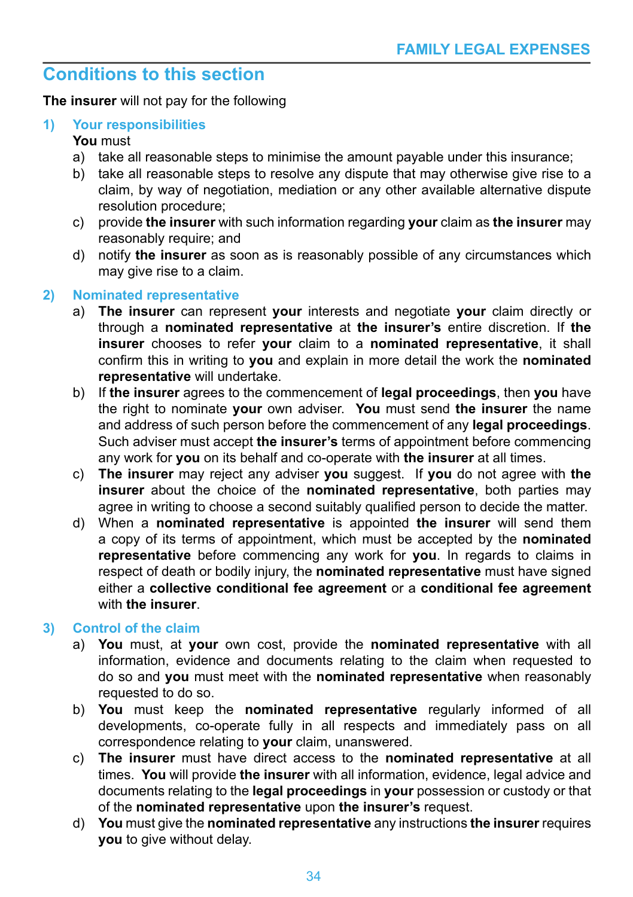## Conditions to this section

**The insurer** will not pay for the following

### 1) Your responsibilities

**You** must

a) take all reasonable steps to minimise the amount payable under this insurance;

b) take all reasonable steps to resolve any dispute that may otherwise give rise to a claim, by way of negotiation, mediation or any other available alternative dispute resolution procedure;

c) provide **the insurer** with such information regarding **your** claim as **the insurer** may reasonably require; and

d) notify **the insurer** as soon as is reasonably possible of any circumstances which may give rise to a claim.

### 2) Nominated representative

a) **The insurer** can represent **your** interests and negotiate **your** claim directly or through a **nominated representative** at **the insurer's** entire discretion. If **the insurer** chooses to refer **your** claim to a **nominated representative**, it shall confirm this in writing to **you** and explain in more detail the work the **nominated representative** will undertake.

b) If **the insurer** agrees to the commencement of **legal proceedings**, then **you** have the right to nominate **your** own adviser. **You** must send **the insurer** the name and address of such person before the commencement of any **legal proceedings**. Such adviser must accept **the insurer's** terms of appointment before commencing any work for **you** on its behalf and co-operate with **the insurer** at all times.

c) **The insurer** may reject any adviser **you** suggest. If **you** do not agree with **the insurer** about the choice of the **nominated representative**, both parties may agree in writing to choose a second suitably qualified person to decide the matter.

d) When a **nominated representative** is appointed **the insurer** will send them a copy of its terms of appointment, which must be accepted by the **nominated representative** before commencing any work for **you**. In regards to claims in respect of death or bodily injury, the **nominated representative** must have signed either a **collective conditional fee agreement** or a **conditional fee agreement** with **the insurer**.

### 3) Control of the claim

a) **You** must, at **your** own cost, provide the **nominated representative** with all information, evidence and documents relating to the claim when requested to do so and **you** must meet with the **nominated representative** when reasonably requested to do so.

b) **You** must keep the **nominated representative** regularly informed of all developments, co-operate fully in all respects and immediately pass on all correspondence relating to **your** claim, unanswered.

c) **The insurer** must have direct access to the **nominated representative** at all times. **You** will provide **the insurer** with all information, evidence, legal advice and documents relating to the **legal proceedings** in **your** possession or custody or that of the **nominated representative** upon **the insurer's** request.

d) **You** must give the **nominated representative** any instructions **the insurer** requires **you** to give without delay.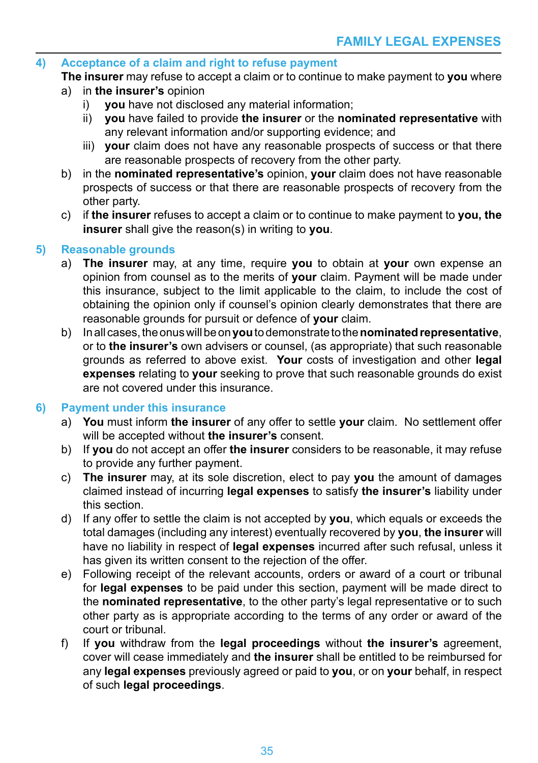## 4) Acceptance of a claim and right to refuse payment

**The insurer** may refuse to accept a claim or to continue to make payment to **you** where

a) in **the insurer's** opinion
   i) **you** have not disclosed any material information;
   ii) **you** have failed to provide **the insurer** or the **nominated representative** with any relevant information and/or supporting evidence; and
   iii) **your** claim does not have any reasonable prospects of success or that there are reasonable prospects of recovery from the other party.

b) in the **nominated representative's** opinion, **your** claim does not have reasonable prospects of success or that there are reasonable prospects of recovery from the other party.

c) if **the insurer** refuses to accept a claim or to continue to make payment to **you, the insurer** shall give the reason(s) in writing to **you**.

## 5) Reasonable grounds

a) **The insurer** may, at any time, require **you** to obtain at **your** own expense an opinion from counsel as to the merits of **your** claim. Payment will be made under this insurance, subject to the limit applicable to the claim, to include the cost of obtaining the opinion only if counsel's opinion clearly demonstrates that there are reasonable grounds for pursuit or defence of **your** claim.

b) In all cases, the onus will be on **you** to demonstrate to the **nominated representative**, or to **the insurer's** own advisers or counsel, (as appropriate) that such reasonable grounds as referred to above exist. **Your** costs of investigation and other **legal expenses** relating to **your** seeking to prove that such reasonable grounds do exist are not covered under this insurance.

## 6) Payment under this insurance

a) **You** must inform **the insurer** of any offer to settle **your** claim. No settlement offer will be accepted without **the insurer's** consent.

b) If **you** do not accept an offer **the insurer** considers to be reasonable, it may refuse to provide any further payment.

c) **The insurer** may, at its sole discretion, elect to pay **you** the amount of damages claimed instead of incurring **legal expenses** to satisfy **the insurer's** liability under this section.

d) If any offer to settle the claim is not accepted by **you**, which equals or exceeds the total damages (including any interest) eventually recovered by **you**, **the insurer** will have no liability in respect of **legal expenses** incurred after such refusal, unless it has given its written consent to the rejection of the offer.

e) Following receipt of the relevant accounts, orders or award of a court or tribunal for **legal expenses** to be paid under this section, payment will be made direct to the **nominated representative**, to the other party's legal representative or to such other party as is appropriate according to the terms of any order or award of the court or tribunal.

f) If **you** withdraw from the **legal proceedings** without **the insurer's** agreement, cover will cease immediately and **the insurer** shall be entitled to be reimbursed for any **legal expenses** previously agreed or paid to **you**, or on **your** behalf, in respect of such **legal proceedings**.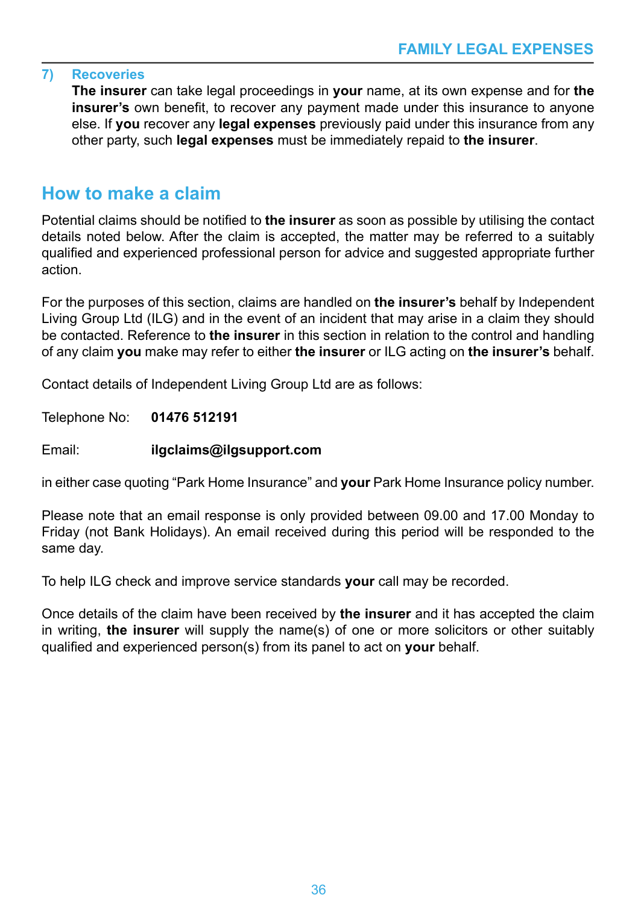### 7) Recoveries

**The insurer** can take legal proceedings in **your** name, at its own expense and for **the insurer's** own benefit, to recover any payment made under this insurance to anyone else. If **you** recover any **legal expenses** previously paid under this insurance from any other party, such **legal expenses** must be immediately repaid to **the insurer**.

## How to make a claim

Potential claims should be notified to **the insurer** as soon as possible by utilising the contact details noted below. After the claim is accepted, the matter may be referred to a suitably qualified and experienced professional person for advice and suggested appropriate further action.

For the purposes of this section, claims are handled on **the insurer's** behalf by Independent Living Group Ltd (ILG) and in the event of an incident that may arise in a claim they should be contacted. Reference to **the insurer** in this section in relation to the control and handling of any claim **you** make may refer to either **the insurer** or ILG acting on **the insurer's** behalf.

Contact details of Independent Living Group Ltd are as follows:

Telephone No: **01476 512191**

Email: **ilgclaims@ilgsupport.com**

in either case quoting "Park Home Insurance" and **your** Park Home Insurance policy number.

Please note that an email response is only provided between 09.00 and 17.00 Monday to Friday (not Bank Holidays). An email received during this period will be responded to the same day.

To help ILG check and improve service standards **your** call may be recorded.

Once details of the claim have been received by **the insurer** and it has accepted the claim in writing, **the insurer** will supply the name(s) of one or more solicitors or other suitably qualified and experienced person(s) from its panel to act on **your** behalf.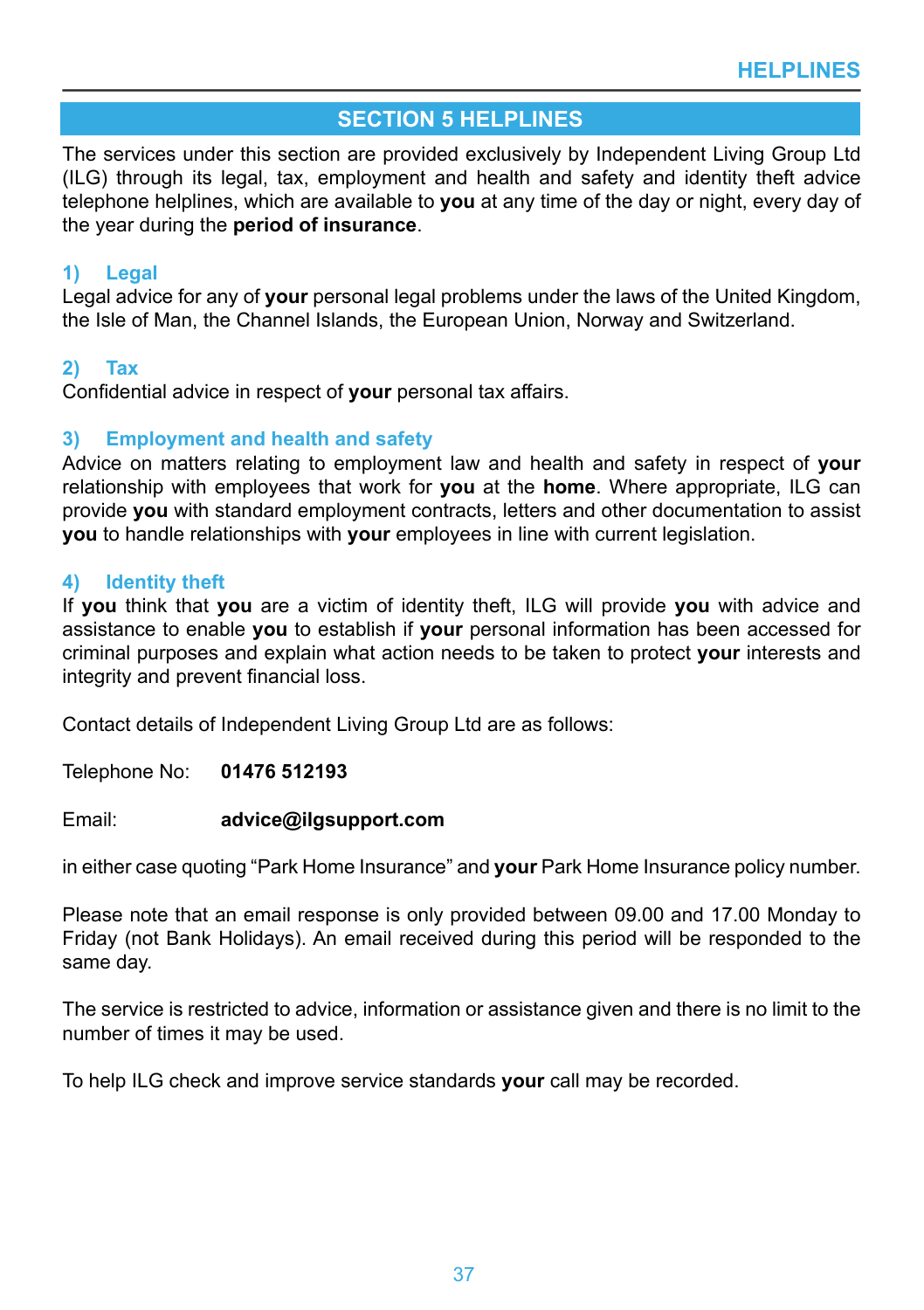## SECTION 5 HELPLINES

The services under this section are provided exclusively by Independent Living Group Ltd (ILG) through its legal, tax, employment and health and safety and identity theft advice telephone helplines, which are available to **you** at any time of the day or night, every day of the year during the **period of insurance**.

### 1) Legal

Legal advice for any of **your** personal legal problems under the laws of the United Kingdom, the Isle of Man, the Channel Islands, the European Union, Norway and Switzerland.

### 2) Tax

Confidential advice in respect of **your** personal tax affairs.

### 3) Employment and health and safety

Advice on matters relating to employment law and health and safety in respect of **your** relationship with employees that work for **you** at the **home**. Where appropriate, ILG can provide **you** with standard employment contracts, letters and other documentation to assist **you** to handle relationships with **your** employees in line with current legislation.

### 4) Identity theft

If **you** think that **you** are a victim of identity theft, ILG will provide **you** with advice and assistance to enable **you** to establish if **your** personal information has been accessed for criminal purposes and explain what action needs to be taken to protect **your** interests and integrity and prevent financial loss.

Contact details of Independent Living Group Ltd are as follows:

Telephone No: **01476 512193**

Email: **advice@ilgsupport.com**

in either case quoting "Park Home Insurance" and **your** Park Home Insurance policy number.

Please note that an email response is only provided between 09.00 and 17.00 Monday to Friday (not Bank Holidays). An email received during this period will be responded to the same day.

The service is restricted to advice, information or assistance given and there is no limit to the number of times it may be used.

To help ILG check and improve service standards **your** call may be recorded.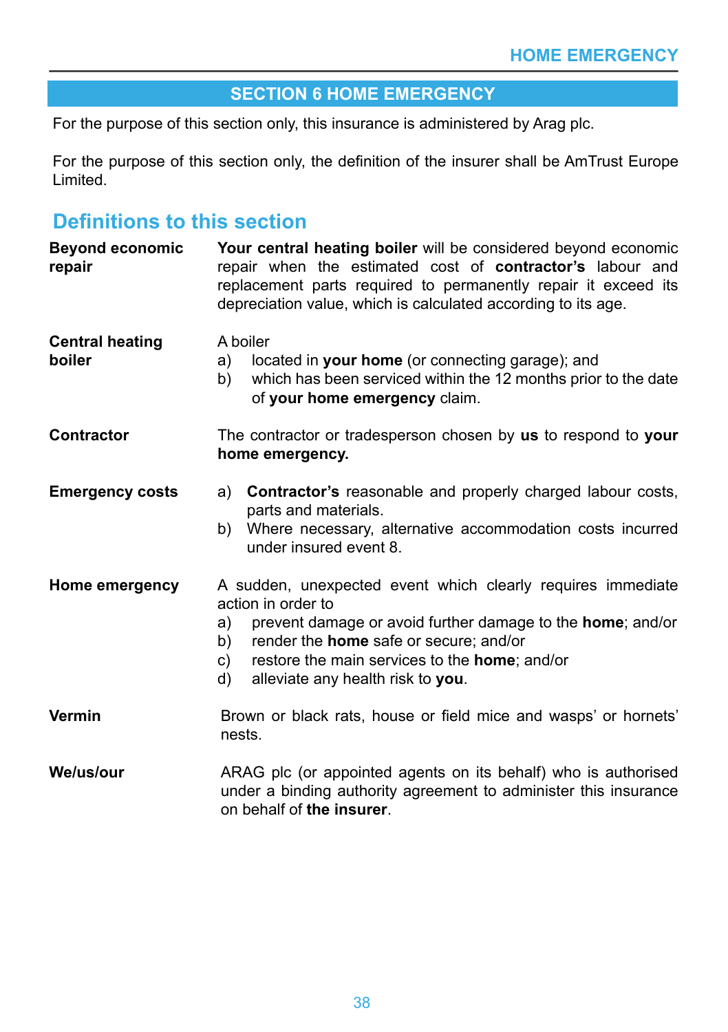## SECTION 6 HOME EMERGENCY

For the purpose of this section only, this insurance is administered by Arag plc.

For the purpose of this section only, the definition of the insurer shall be AmTrust Europe Limited.

## Definitions to this section

**Beyond economic repair**

**Your central heating boiler** will be considered beyond economic repair when the estimated cost of **contractor's** labour and replacement parts required to permanently repair it exceed its depreciation value, which is calculated according to its age.

**Central heating boiler**

A boiler

a) located in **your home** (or connecting garage); and
b) which has been serviced within the 12 months prior to the date of **your home emergency** claim.

**Contractor**

The contractor or tradesperson chosen by **us** to respond to **your home emergency.**

**Emergency costs**

a) **Contractor's** reasonable and properly charged labour costs, parts and materials.
b) Where necessary, alternative accommodation costs incurred under insured event 8.

**Home emergency**

A sudden, unexpected event which clearly requires immediate action in order to

a) prevent damage or avoid further damage to the **home**; and/or
b) render the **home** safe or secure; and/or
c) restore the main services to the **home**; and/or
d) alleviate any health risk to **you**.

**Vermin**

Brown or black rats, house or field mice and wasps' or hornets' nests.

**We/us/our**

ARAG plc (or appointed agents on its behalf) who is authorised under a binding authority agreement to administer this insurance on behalf of **the insurer**.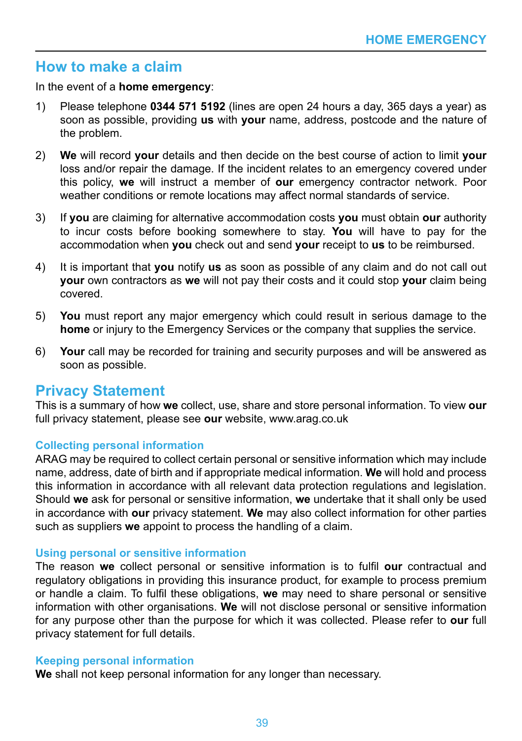## How to make a claim

In the event of a **home emergency**:

1) Please telephone **0344 571 5192** (lines are open 24 hours a day, 365 days a year) as soon as possible, providing **us** with **your** name, address, postcode and the nature of the problem.

2) **We** will record **your** details and then decide on the best course of action to limit **your** loss and/or repair the damage. If the incident relates to an emergency covered under this policy, **we** will instruct a member of **our** emergency contractor network. Poor weather conditions or remote locations may affect normal standards of service.

3) If **you** are claiming for alternative accommodation costs **you** must obtain **our** authority to incur costs before booking somewhere to stay. **You** will have to pay for the accommodation when **you** check out and send **your** receipt to **us** to be reimbursed.

4) It is important that **you** notify **us** as soon as possible of any claim and do not call out **your** own contractors as **we** will not pay their costs and it could stop **your** claim being covered.

5) **You** must report any major emergency which could result in serious damage to the **home** or injury to the Emergency Services or the company that supplies the service.

6) **Your** call may be recorded for training and security purposes and will be answered as soon as possible.

## Privacy Statement

This is a summary of how **we** collect, use, share and store personal information. To view **our** full privacy statement, please see **our** website, www.arag.co.uk

### Collecting personal information

ARAG may be required to collect certain personal or sensitive information which may include name, address, date of birth and if appropriate medical information. **We** will hold and process this information in accordance with all relevant data protection regulations and legislation. Should **we** ask for personal or sensitive information, **we** undertake that it shall only be used in accordance with **our** privacy statement. **We** may also collect information for other parties such as suppliers **we** appoint to process the handling of a claim.

### Using personal or sensitive information

The reason **we** collect personal or sensitive information is to fulfil **our** contractual and regulatory obligations in providing this insurance product, for example to process premium or handle a claim. To fulfil these obligations, **we** may need to share personal or sensitive information with other organisations. **We** will not disclose personal or sensitive information for any purpose other than the purpose for which it was collected. Please refer to **our** full privacy statement for full details.

### Keeping personal information

**We** shall not keep personal information for any longer than necessary.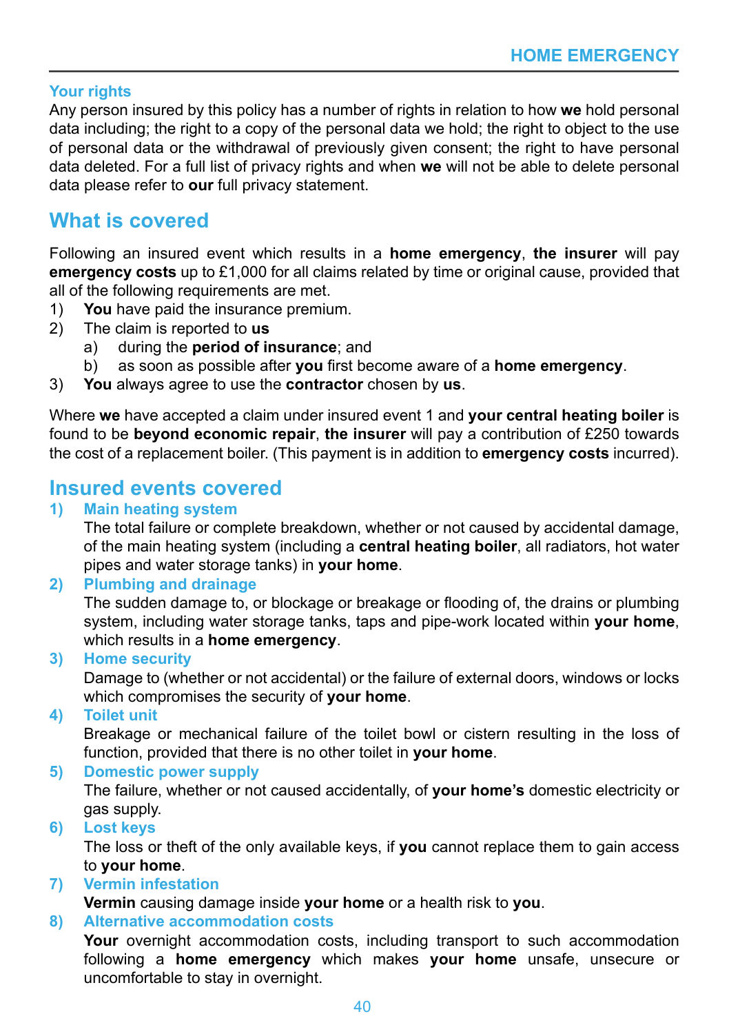## Your rights

Any person insured by this policy has a number of rights in relation to how **we** hold personal data including; the right to a copy of the personal data we hold; the right to object to the use of personal data or the withdrawal of previously given consent; the right to have personal data deleted. For a full list of privacy rights and when **we** will not be able to delete personal data please refer to **our** full privacy statement.

# What is covered

Following an insured event which results in a **home emergency**, **the insurer** will pay **emergency costs** up to £1,000 for all claims related by time or original cause, provided that all of the following requirements are met.

1) **You** have paid the insurance premium.
2) The claim is reported to **us**
   a) during the **period of insurance**; and
   b) as soon as possible after **you** first become aware of a **home emergency**.
3) **You** always agree to use the **contractor** chosen by **us**.

Where **we** have accepted a claim under insured event 1 and **your central heating boiler** is found to be **beyond economic repair**, **the insurer** will pay a contribution of £250 towards the cost of a replacement boiler. (This payment is in addition to **emergency costs** incurred).

# Insured events covered

### 1) Main heating system

The total failure or complete breakdown, whether or not caused by accidental damage, of the main heating system (including a **central heating boiler**, all radiators, hot water pipes and water storage tanks) in **your home**.

### 2) Plumbing and drainage

The sudden damage to, or blockage or breakage or flooding of, the drains or plumbing system, including water storage tanks, taps and pipe-work located within **your home**, which results in a **home emergency**.

### 3) Home security

Damage to (whether or not accidental) or the failure of external doors, windows or locks which compromises the security of **your home**.

### 4) Toilet unit

Breakage or mechanical failure of the toilet bowl or cistern resulting in the loss of function, provided that there is no other toilet in **your home**.

### 5) Domestic power supply

The failure, whether or not caused accidentally, of **your home's** domestic electricity or gas supply.

### 6) Lost keys

The loss or theft of the only available keys, if **you** cannot replace them to gain access to **your home**.

### 7) Vermin infestation

**Vermin** causing damage inside **your home** or a health risk to **you**.

### 8) Alternative accommodation costs

**Your** overnight accommodation costs, including transport to such accommodation following a **home emergency** which makes **your home** unsafe, unsecure or uncomfortable to stay in overnight.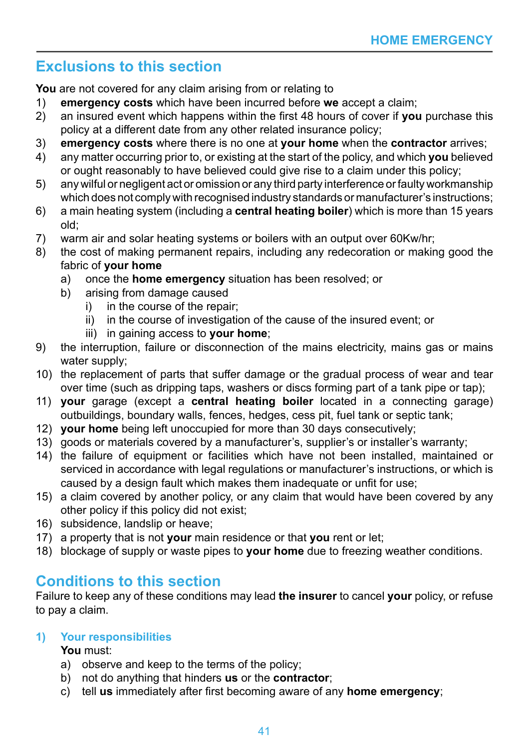## Exclusions to this section

**You** are not covered for any claim arising from or relating to

1) **emergency costs** which have been incurred before **we** accept a claim;
2) an insured event which happens within the first 48 hours of cover if **you** purchase this policy at a different date from any other related insurance policy;
3) **emergency costs** where there is no one at **your home** when the **contractor** arrives;
4) any matter occurring prior to, or existing at the start of the policy, and which **you** believed or ought reasonably to have believed could give rise to a claim under this policy;
5) any wilful or negligent act or omission or any third party interference or faulty workmanship which does not comply with recognised industry standards or manufacturer's instructions;
6) a main heating system (including a **central heating boiler**) which is more than 15 years old;
7) warm air and solar heating systems or boilers with an output over 60Kw/hr;
8) the cost of making permanent repairs, including any redecoration or making good the fabric of **your home**
   a) once the **home emergency** situation has been resolved; or
   b) arising from damage caused
      i) in the course of the repair;
      ii) in the course of investigation of the cause of the insured event; or
      iii) in gaining access to **your home**;
9) the interruption, failure or disconnection of the mains electricity, mains gas or mains water supply;
10) the replacement of parts that suffer damage or the gradual process of wear and tear over time (such as dripping taps, washers or discs forming part of a tank pipe or tap);
11) **your** garage (except a **central heating boiler** located in a connecting garage) outbuildings, boundary walls, fences, hedges, cess pit, fuel tank or septic tank;
12) **your home** being left unoccupied for more than 30 days consecutively;
13) goods or materials covered by a manufacturer's, supplier's or installer's warranty;
14) the failure of equipment or facilities which have not been installed, maintained or serviced in accordance with legal regulations or manufacturer's instructions, or which is caused by a design fault which makes them inadequate or unfit for use;
15) a claim covered by another policy, or any claim that would have been covered by any other policy if this policy did not exist;
16) subsidence, landslip or heave;
17) a property that is not **your** main residence or that **you** rent or let;
18) blockage of supply or waste pipes to **your home** due to freezing weather conditions.

## Conditions to this section

Failure to keep any of these conditions may lead **the insurer** to cancel **your** policy, or refuse to pay a claim.

### 1) Your responsibilities

**You** must:

a) observe and keep to the terms of the policy;
b) not do anything that hinders **us** or the **contractor**;
c) tell **us** immediately after first becoming aware of any **home emergency**;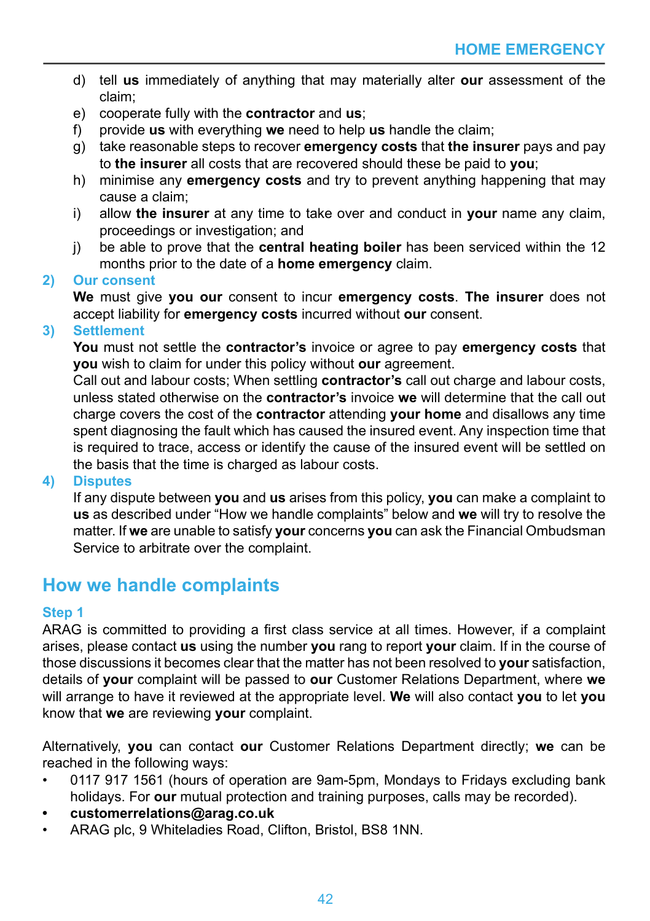d) tell **us** immediately of anything that may materially alter **our** assessment of the claim;
e) cooperate fully with the **contractor** and **us**;
f) provide **us** with everything **we** need to help **us** handle the claim;
g) take reasonable steps to recover **emergency costs** that **the insurer** pays and pay to **the insurer** all costs that are recovered should these be paid to **you**;
h) minimise any **emergency costs** and try to prevent anything happening that may cause a claim;
i) allow **the insurer** at any time to take over and conduct in **your** name any claim, proceedings or investigation; and
j) be able to prove that the **central heating boiler** has been serviced within the 12 months prior to the date of a **home emergency** claim.

**2) Our consent**

**We** must give **you our** consent to incur **emergency costs**. **The insurer** does not accept liability for **emergency costs** incurred without **our** consent.

**3) Settlement**

**You** must not settle the **contractor's** invoice or agree to pay **emergency costs** that **you** wish to claim for under this policy without **our** agreement.

Call out and labour costs; When settling **contractor's** call out charge and labour costs, unless stated otherwise on the **contractor's** invoice **we** will determine that the call out charge covers the cost of the **contractor** attending **your home** and disallows any time spent diagnosing the fault which has caused the insured event. Any inspection time that is required to trace, access or identify the cause of the insured event will be settled on the basis that the time is charged as labour costs.

**4) Disputes**

If any dispute between **you** and **us** arises from this policy, **you** can make a complaint to **us** as described under "How we handle complaints" below and **we** will try to resolve the matter. If **we** are unable to satisfy **your** concerns **you** can ask the Financial Ombudsman Service to arbitrate over the complaint.

## How we handle complaints

### Step 1

ARAG is committed to providing a first class service at all times. However, if a complaint arises, please contact **us** using the number **you** rang to report **your** claim. If in the course of those discussions it becomes clear that the matter has not been resolved to **your** satisfaction, details of **your** complaint will be passed to **our** Customer Relations Department, where **we** will arrange to have it reviewed at the appropriate level. **We** will also contact **you** to let **you** know that **we** are reviewing **your** complaint.

Alternatively, **you** can contact **our** Customer Relations Department directly; **we** can be reached in the following ways:

- 0117 917 1561 (hours of operation are 9am-5pm, Mondays to Fridays excluding bank holidays. For **our** mutual protection and training purposes, calls may be recorded).
- **customerrelations@arag.co.uk**
- ARAG plc, 9 Whiteladies Road, Clifton, Bristol, BS8 1NN.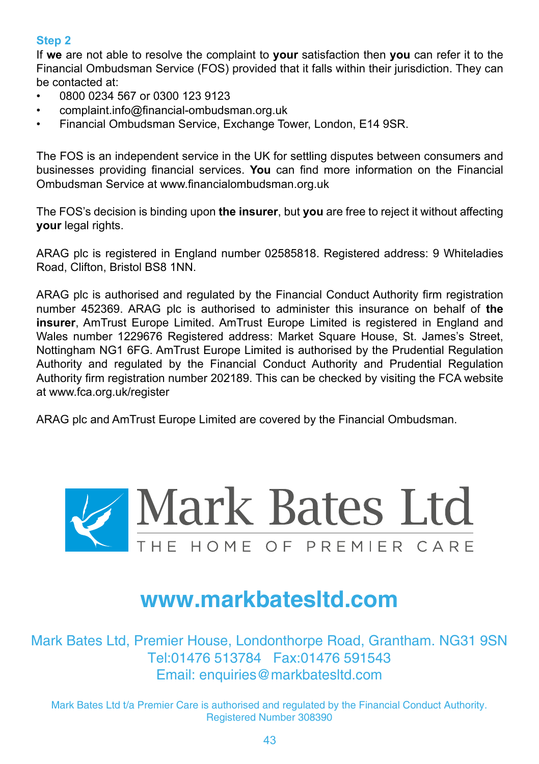### Step 2

If **we** are not able to resolve the complaint to **your** satisfaction then **you** can refer it to the Financial Ombudsman Service (FOS) provided that it falls within their jurisdiction. They can be contacted at:

- 0800 0234 567 or 0300 123 9123
- complaint.info@financial-ombudsman.org.uk
- Financial Ombudsman Service, Exchange Tower, London, E14 9SR.

The FOS is an independent service in the UK for settling disputes between consumers and businesses providing financial services. **You** can find more information on the Financial Ombudsman Service at www.financialombudsman.org.uk

The FOS's decision is binding upon **the insurer**, but **you** are free to reject it without affecting **your** legal rights.

ARAG plc is registered in England number 02585818. Registered address: 9 Whiteladies Road, Clifton, Bristol BS8 1NN.

ARAG plc is authorised and regulated by the Financial Conduct Authority firm registration number 452369. ARAG plc is authorised to administer this insurance on behalf of **the insurer**, AmTrust Europe Limited. AmTrust Europe Limited is registered in England and Wales number 1229676 Registered address: Market Square House, St. James's Street, Nottingham NG1 6FG. AmTrust Europe Limited is authorised by the Prudential Regulation Authority and regulated by the Financial Conduct Authority and Prudential Regulation Authority firm registration number 202189. This can be checked by visiting the FCA website at www.fca.org.uk/register

ARAG plc and AmTrust Europe Limited are covered by the Financial Ombudsman.

Mark Bates Ltd

THE HOME OF PREMIER CARE

**www.markbatesltd.com**

Mark Bates Ltd, Premier House, Londonthorpe Road, Grantham. NG31 9SN
Tel:01476 513784 Fax:01476 591543
Email: enquiries@markbatesltd.com

Mark Bates Ltd t/a Premier Care is authorised and regulated by the Financial Conduct Authority.
Registered Number 308390